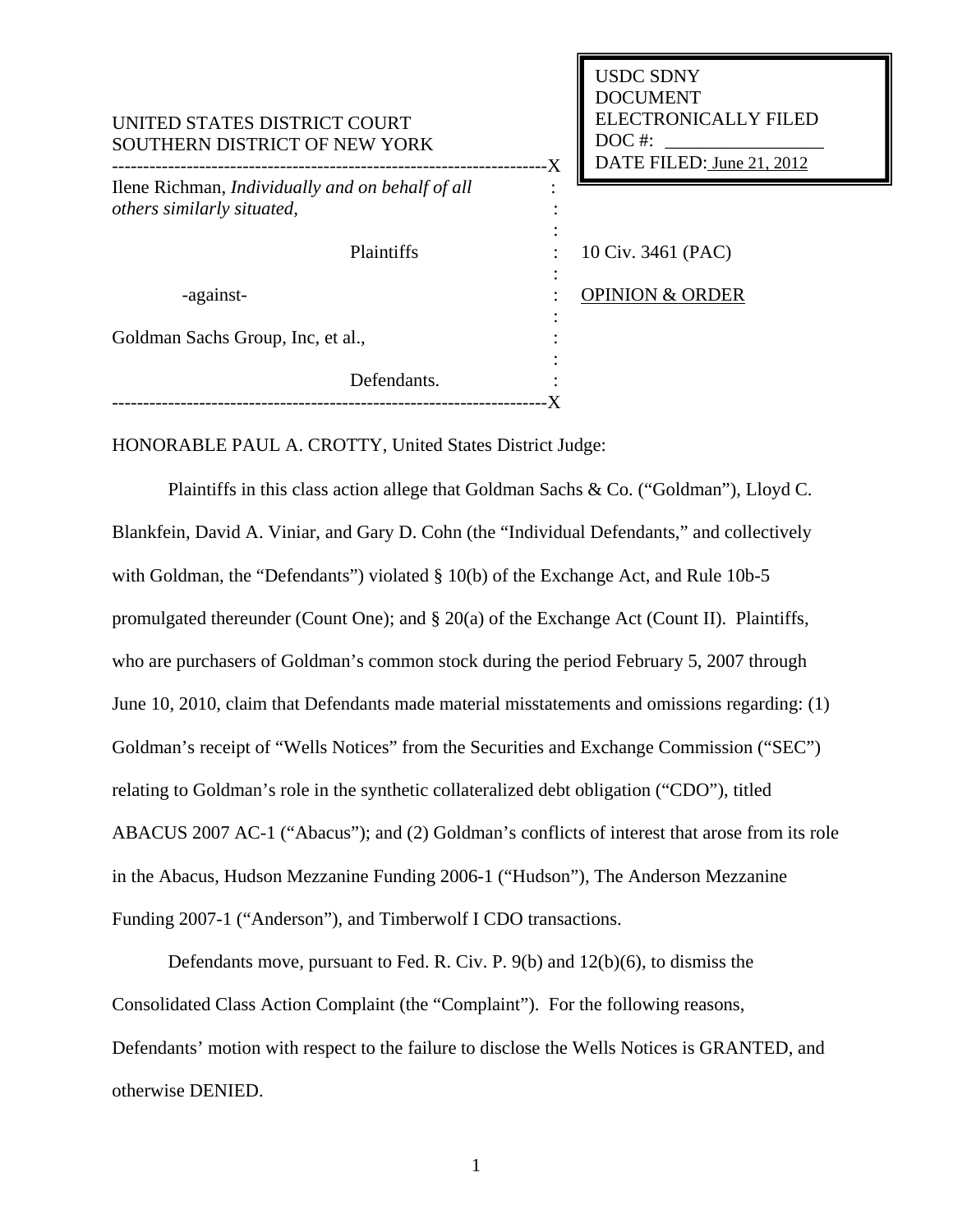USDC SDNY
DOCUMENT
ELECTRONICALLY FILED
DOC #: _______________
DATE FILED: June 21, 2012

UNITED STATES DISTRICT COURT
SOUTHERN DISTRICT OF NEW YORK

---

Ilene Richman, *Individually and on behalf of all others similarly situated,*

Plaintiffs

-against-

Goldman Sachs Group, Inc, et al.,

Defendants.

---

10 Civ. 3461 (PAC)

OPINION & ORDER

HONORABLE PAUL A. CROTTY, United States District Judge:

Plaintiffs in this class action allege that Goldman Sachs & Co. ("Goldman"), Lloyd C. Blankfein, David A. Viniar, and Gary D. Cohn (the "Individual Defendants," and collectively with Goldman, the "Defendants") violated § 10(b) of the Exchange Act, and Rule 10b-5 promulgated thereunder (Count One); and § 20(a) of the Exchange Act (Count II). Plaintiffs, who are purchasers of Goldman's common stock during the period February 5, 2007 through June 10, 2010, claim that Defendants made material misstatements and omissions regarding: (1) Goldman's receipt of "Wells Notices" from the Securities and Exchange Commission ("SEC") relating to Goldman's role in the synthetic collateralized debt obligation ("CDO"), titled ABACUS 2007 AC-1 ("Abacus"); and (2) Goldman's conflicts of interest that arose from its role in the Abacus, Hudson Mezzanine Funding 2006-1 ("Hudson"), The Anderson Mezzanine Funding 2007-1 ("Anderson"), and Timberwolf I CDO transactions.

Defendants move, pursuant to Fed. R. Civ. P. 9(b) and 12(b)(6), to dismiss the Consolidated Class Action Complaint (the "Complaint"). For the following reasons, Defendants' motion with respect to the failure to disclose the Wells Notices is GRANTED, and otherwise DENIED.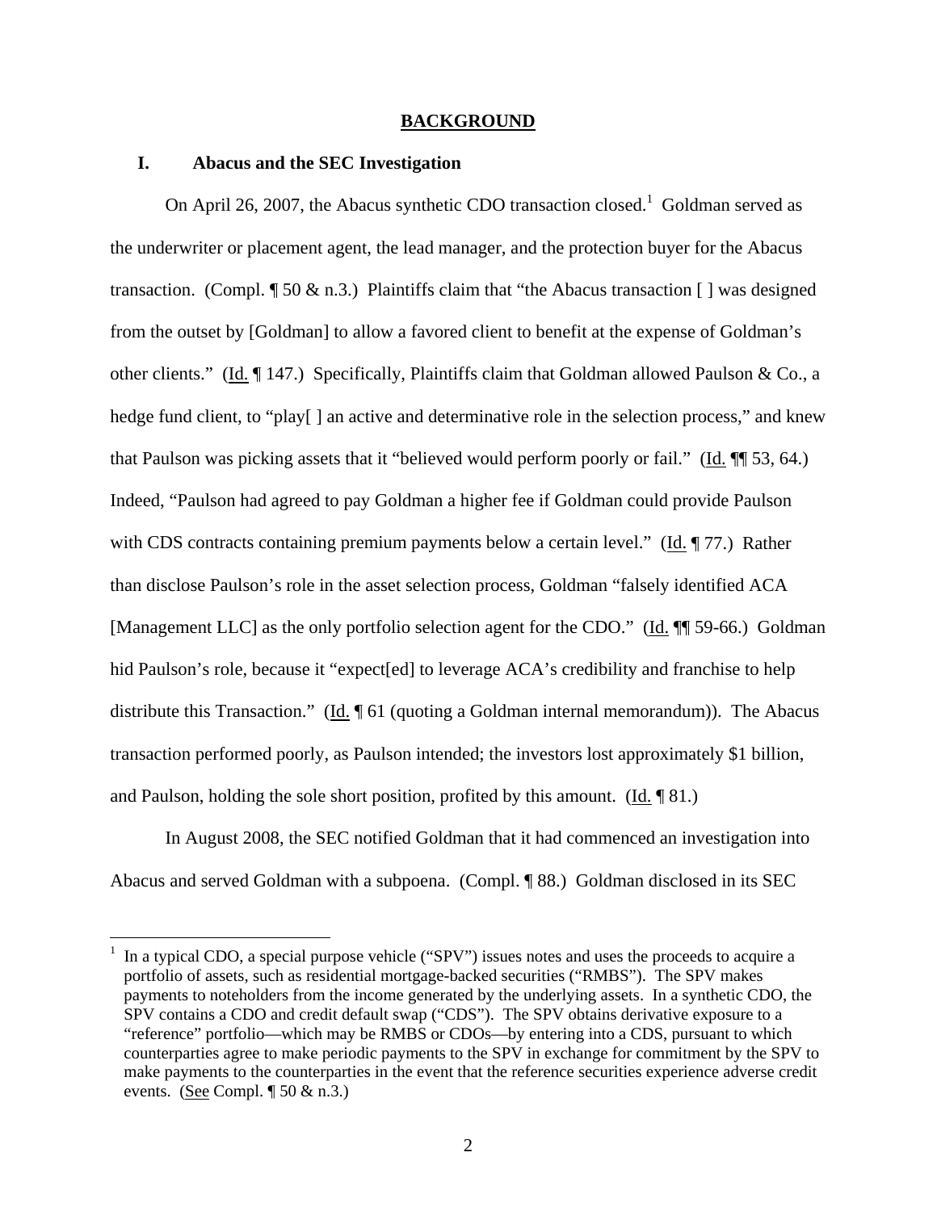## BACKGROUND

### I. Abacus and the SEC Investigation

On April 26, 2007, the Abacus synthetic CDO transaction closed.[1] Goldman served as the underwriter or placement agent, the lead manager, and the protection buyer for the Abacus transaction. (Compl. ¶ 50 & n.3.) Plaintiffs claim that "the Abacus transaction [ ] was designed from the outset by [Goldman] to allow a favored client to benefit at the expense of Goldman's other clients." (Id. ¶ 147.) Specifically, Plaintiffs claim that Goldman allowed Paulson & Co., a hedge fund client, to "play[ ] an active and determinative role in the selection process," and knew that Paulson was picking assets that it "believed would perform poorly or fail." (Id. ¶¶ 53, 64.) Indeed, "Paulson had agreed to pay Goldman a higher fee if Goldman could provide Paulson with CDS contracts containing premium payments below a certain level." (Id. ¶ 77.) Rather than disclose Paulson's role in the asset selection process, Goldman "falsely identified ACA [Management LLC] as the only portfolio selection agent for the CDO." (Id. ¶¶ 59-66.) Goldman hid Paulson's role, because it "expect[ed] to leverage ACA's credibility and franchise to help distribute this Transaction." (Id. ¶ 61 (quoting a Goldman internal memorandum)). The Abacus transaction performed poorly, as Paulson intended; the investors lost approximately $1 billion, and Paulson, holding the sole short position, profited by this amount. (Id. ¶ 81.)

In August 2008, the SEC notified Goldman that it had commenced an investigation into Abacus and served Goldman with a subpoena. (Compl. ¶ 88.) Goldman disclosed in its SEC

[1] In a typical CDO, a special purpose vehicle ("SPV") issues notes and uses the proceeds to acquire a portfolio of assets, such as residential mortgage-backed securities ("RMBS"). The SPV makes payments to noteholders from the income generated by the underlying assets. In a synthetic CDO, the SPV contains a CDO and credit default swap ("CDS"). The SPV obtains derivative exposure to a "reference" portfolio—which may be RMBS or CDOs—by entering into a CDS, pursuant to which counterparties agree to make periodic payments to the SPV in exchange for commitment by the SPV to make payments to the counterparties in the event that the reference securities experience adverse credit events. (See Compl. ¶ 50 & n.3.)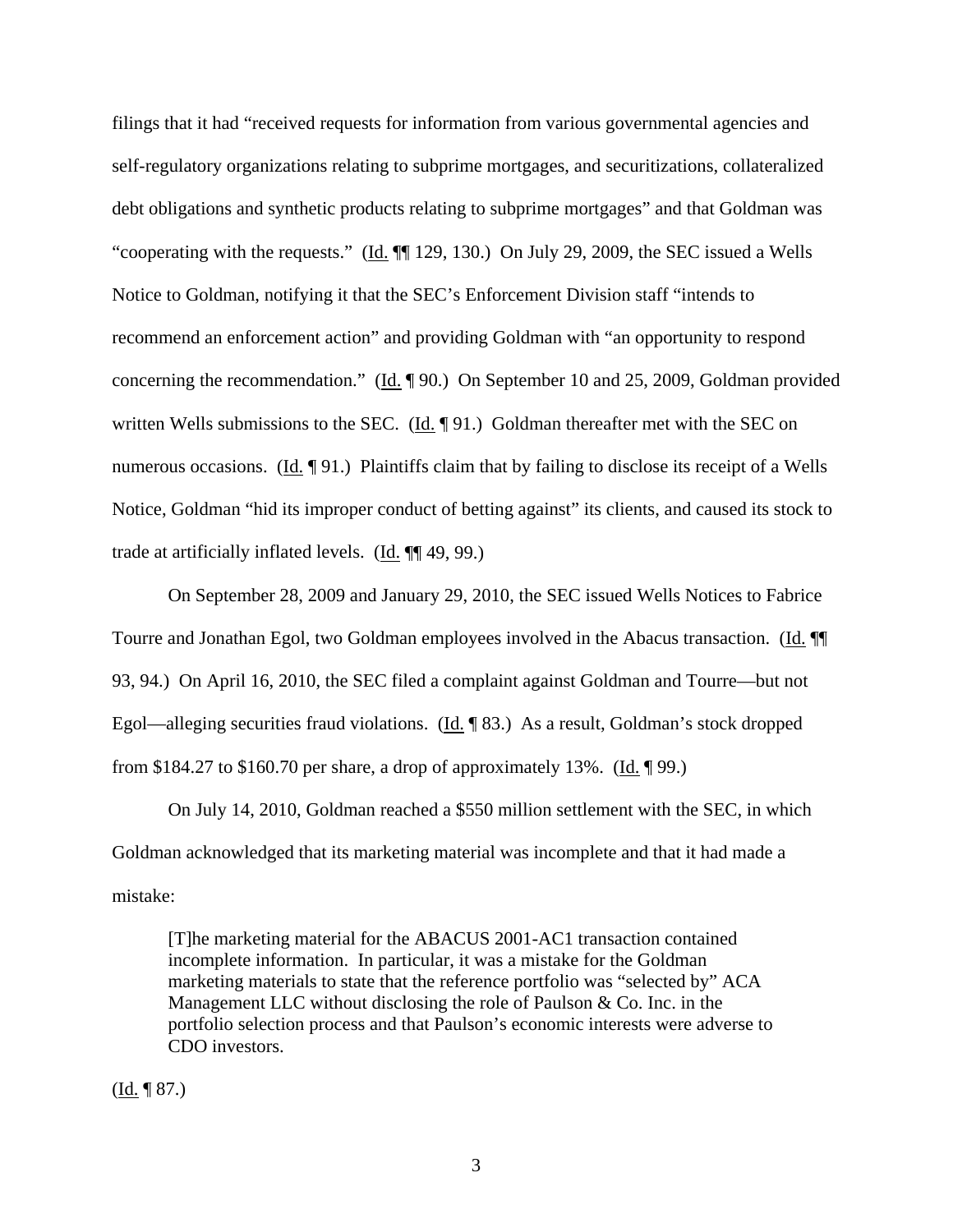filings that it had "received requests for information from various governmental agencies and self-regulatory organizations relating to subprime mortgages, and securitizations, collateralized debt obligations and synthetic products relating to subprime mortgages" and that Goldman was "cooperating with the requests." (Id. ¶¶ 129, 130.) On July 29, 2009, the SEC issued a Wells Notice to Goldman, notifying it that the SEC's Enforcement Division staff "intends to recommend an enforcement action" and providing Goldman with "an opportunity to respond concerning the recommendation." (Id. ¶ 90.) On September 10 and 25, 2009, Goldman provided written Wells submissions to the SEC. (Id. ¶ 91.) Goldman thereafter met with the SEC on numerous occasions. (Id. ¶ 91.) Plaintiffs claim that by failing to disclose its receipt of a Wells Notice, Goldman "hid its improper conduct of betting against" its clients, and caused its stock to trade at artificially inflated levels. (Id. ¶¶ 49, 99.)

On September 28, 2009 and January 29, 2010, the SEC issued Wells Notices to Fabrice Tourre and Jonathan Egol, two Goldman employees involved in the Abacus transaction. (Id. ¶¶ 93, 94.) On April 16, 2010, the SEC filed a complaint against Goldman and Tourre—but not Egol—alleging securities fraud violations. (Id. ¶ 83.) As a result, Goldman's stock dropped from $184.27 to $160.70 per share, a drop of approximately 13%. (Id. ¶ 99.)

On July 14, 2010, Goldman reached a $550 million settlement with the SEC, in which Goldman acknowledged that its marketing material was incomplete and that it had made a mistake:

> [T]he marketing material for the ABACUS 2001-AC1 transaction contained incomplete information. In particular, it was a mistake for the Goldman marketing materials to state that the reference portfolio was "selected by" ACA Management LLC without disclosing the role of Paulson & Co. Inc. in the portfolio selection process and that Paulson's economic interests were adverse to CDO investors.

(Id. ¶ 87.)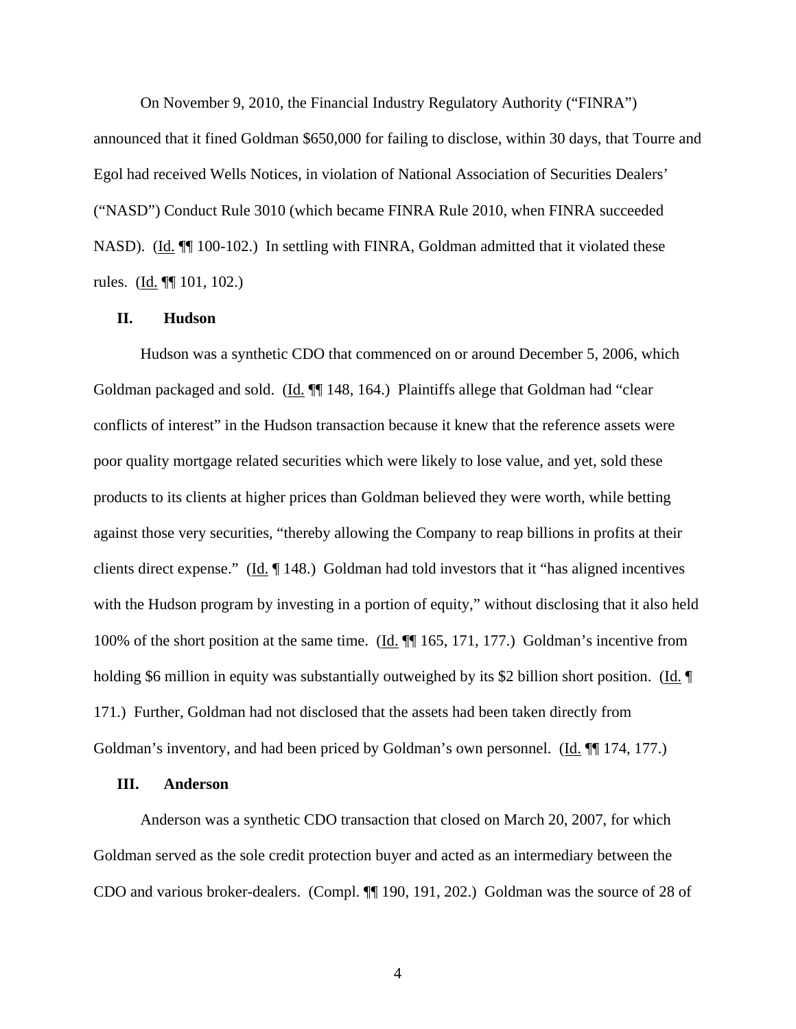On November 9, 2010, the Financial Industry Regulatory Authority ("FINRA") announced that it fined Goldman $650,000 for failing to disclose, within 30 days, that Tourre and Egol had received Wells Notices, in violation of National Association of Securities Dealers' ("NASD") Conduct Rule 3010 (which became FINRA Rule 2010, when FINRA succeeded NASD). (Id. ¶¶ 100-102.) In settling with FINRA, Goldman admitted that it violated these rules. (Id. ¶¶ 101, 102.)

## II. Hudson

Hudson was a synthetic CDO that commenced on or around December 5, 2006, which Goldman packaged and sold. (Id. ¶¶ 148, 164.) Plaintiffs allege that Goldman had "clear conflicts of interest" in the Hudson transaction because it knew that the reference assets were poor quality mortgage related securities which were likely to lose value, and yet, sold these products to its clients at higher prices than Goldman believed they were worth, while betting against those very securities, "thereby allowing the Company to reap billions in profits at their clients direct expense." (Id. ¶ 148.) Goldman had told investors that it "has aligned incentives with the Hudson program by investing in a portion of equity," without disclosing that it also held 100% of the short position at the same time. (Id. ¶¶ 165, 171, 177.) Goldman's incentive from holding $6 million in equity was substantially outweighed by its $2 billion short position. (Id. ¶ 171.) Further, Goldman had not disclosed that the assets had been taken directly from Goldman's inventory, and had been priced by Goldman's own personnel. (Id. ¶¶ 174, 177.)

## III. Anderson

Anderson was a synthetic CDO transaction that closed on March 20, 2007, for which Goldman served as the sole credit protection buyer and acted as an intermediary between the CDO and various broker-dealers. (Compl. ¶¶ 190, 191, 202.) Goldman was the source of 28 of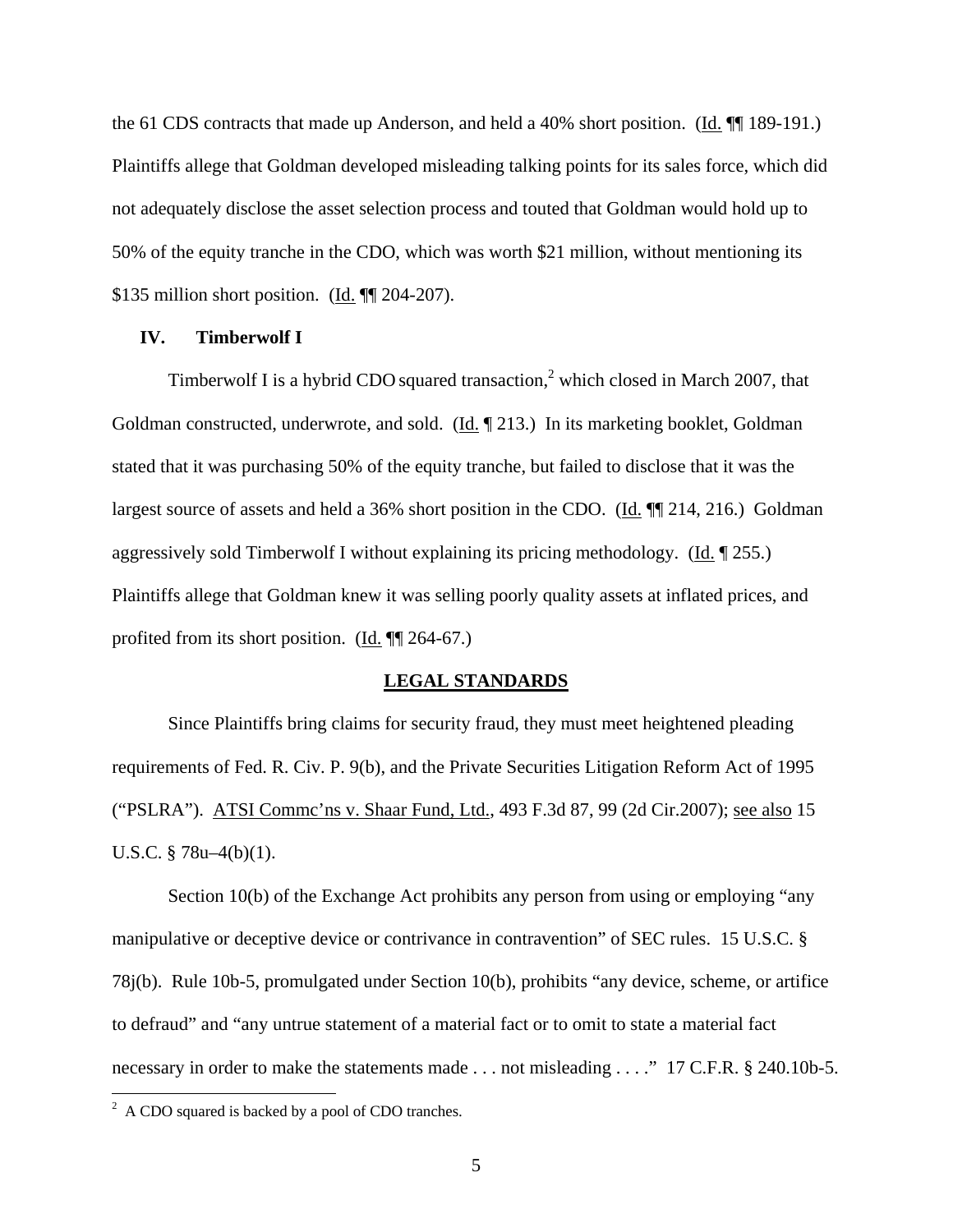the 61 CDS contracts that made up Anderson, and held a 40% short position. (Id. ¶¶ 189-191.) Plaintiffs allege that Goldman developed misleading talking points for its sales force, which did not adequately disclose the asset selection process and touted that Goldman would hold up to 50% of the equity tranche in the CDO, which was worth \$21 million, without mentioning its \$135 million short position. (Id. ¶¶ 204-207).

## IV. Timberwolf I

Timberwolf I is a hybrid CDO squared transaction,[2] which closed in March 2007, that Goldman constructed, underwrote, and sold. (Id. ¶ 213.) In its marketing booklet, Goldman stated that it was purchasing 50% of the equity tranche, but failed to disclose that it was the largest source of assets and held a 36% short position in the CDO. (Id. ¶¶ 214, 216.) Goldman aggressively sold Timberwolf I without explaining its pricing methodology. (Id. ¶ 255.) Plaintiffs allege that Goldman knew it was selling poorly quality assets at inflated prices, and profited from its short position. (Id. ¶¶ 264-67.)

## LEGAL STANDARDS

Since Plaintiffs bring claims for security fraud, they must meet heightened pleading requirements of Fed. R. Civ. P. 9(b), and the Private Securities Litigation Reform Act of 1995 ("PSLRA"). ATSI Commc'ns v. Shaar Fund, Ltd., 493 F.3d 87, 99 (2d Cir.2007); see also 15 U.S.C. § 78u–4(b)(1).

Section 10(b) of the Exchange Act prohibits any person from using or employing "any manipulative or deceptive device or contrivance in contravention" of SEC rules. 15 U.S.C. § 78j(b). Rule 10b-5, promulgated under Section 10(b), prohibits "any device, scheme, or artifice to defraud" and "any untrue statement of a material fact or to omit to state a material fact necessary in order to make the statements made . . . not misleading . . . ." 17 C.F.R. § 240.10b-5.

---

[2] A CDO squared is backed by a pool of CDO tranches.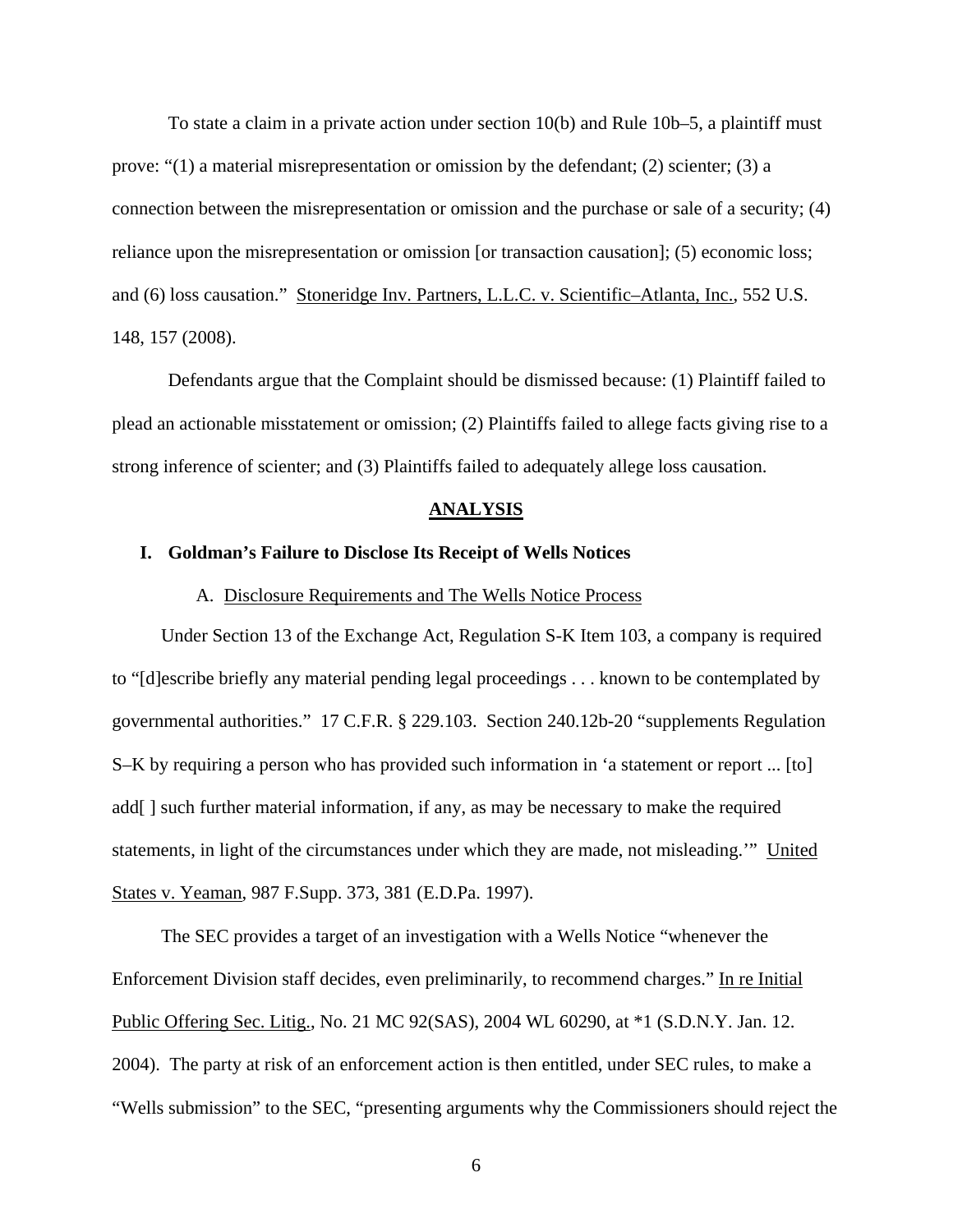To state a claim in a private action under section 10(b) and Rule 10b–5, a plaintiff must prove: "(1) a material misrepresentation or omission by the defendant; (2) scienter; (3) a connection between the misrepresentation or omission and the purchase or sale of a security; (4) reliance upon the misrepresentation or omission [or transaction causation]; (5) economic loss; and (6) loss causation." Stoneridge Inv. Partners, L.L.C. v. Scientific–Atlanta, Inc., 552 U.S. 148, 157 (2008).

Defendants argue that the Complaint should be dismissed because: (1) Plaintiff failed to plead an actionable misstatement or omission; (2) Plaintiffs failed to allege facts giving rise to a strong inference of scienter; and (3) Plaintiffs failed to adequately allege loss causation.

## ANALYSIS

### I. Goldman's Failure to Disclose Its Receipt of Wells Notices

#### A. Disclosure Requirements and The Wells Notice Process

Under Section 13 of the Exchange Act, Regulation S-K Item 103, a company is required to "[d]escribe briefly any material pending legal proceedings . . . known to be contemplated by governmental authorities." 17 C.F.R. § 229.103. Section 240.12b-20 "supplements Regulation S–K by requiring a person who has provided such information in 'a statement or report ... [to] add[ ] such further material information, if any, as may be necessary to make the required statements, in light of the circumstances under which they are made, not misleading.'" United States v. Yeaman, 987 F.Supp. 373, 381 (E.D.Pa. 1997).

The SEC provides a target of an investigation with a Wells Notice "whenever the Enforcement Division staff decides, even preliminarily, to recommend charges." In re Initial Public Offering Sec. Litig., No. 21 MC 92(SAS), 2004 WL 60290, at *1 (S.D.N.Y. Jan. 12. 2004). The party at risk of an enforcement action is then entitled, under SEC rules, to make a "Wells submission" to the SEC, "presenting arguments why the Commissioners should reject the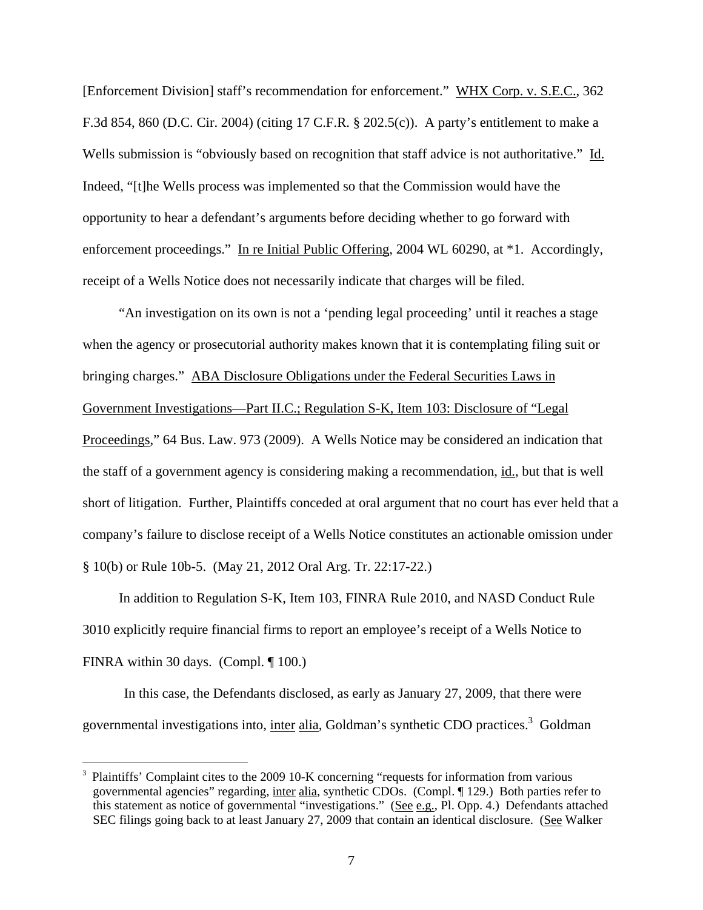[Enforcement Division] staff's recommendation for enforcement." WHX Corp. v. S.E.C., 362 F.3d 854, 860 (D.C. Cir. 2004) (citing 17 C.F.R. § 202.5(c)). A party's entitlement to make a Wells submission is "obviously based on recognition that staff advice is not authoritative." Id. Indeed, "[t]he Wells process was implemented so that the Commission would have the opportunity to hear a defendant's arguments before deciding whether to go forward with enforcement proceedings." In re Initial Public Offering, 2004 WL 60290, at *1. Accordingly, receipt of a Wells Notice does not necessarily indicate that charges will be filed.

"An investigation on its own is not a 'pending legal proceeding' until it reaches a stage when the agency or prosecutorial authority makes known that it is contemplating filing suit or bringing charges." ABA Disclosure Obligations under the Federal Securities Laws in Government Investigations—Part II.C.; Regulation S-K, Item 103: Disclosure of "Legal Proceedings," 64 Bus. Law. 973 (2009). A Wells Notice may be considered an indication that the staff of a government agency is considering making a recommendation, id., but that is well short of litigation. Further, Plaintiffs conceded at oral argument that no court has ever held that a company's failure to disclose receipt of a Wells Notice constitutes an actionable omission under § 10(b) or Rule 10b-5. (May 21, 2012 Oral Arg. Tr. 22:17-22.)

In addition to Regulation S-K, Item 103, FINRA Rule 2010, and NASD Conduct Rule 3010 explicitly require financial firms to report an employee's receipt of a Wells Notice to FINRA within 30 days. (Compl. ¶ 100.)

In this case, the Defendants disclosed, as early as January 27, 2009, that there were governmental investigations into, inter alia, Goldman's synthetic CDO practices.[3] Goldman

---

[3] Plaintiffs' Complaint cites to the 2009 10-K concerning "requests for information from various governmental agencies" regarding, inter alia, synthetic CDOs. (Compl. ¶ 129.) Both parties refer to this statement as notice of governmental "investigations." (See e.g., Pl. Opp. 4.) Defendants attached SEC filings going back to at least January 27, 2009 that contain an identical disclosure. (See Walker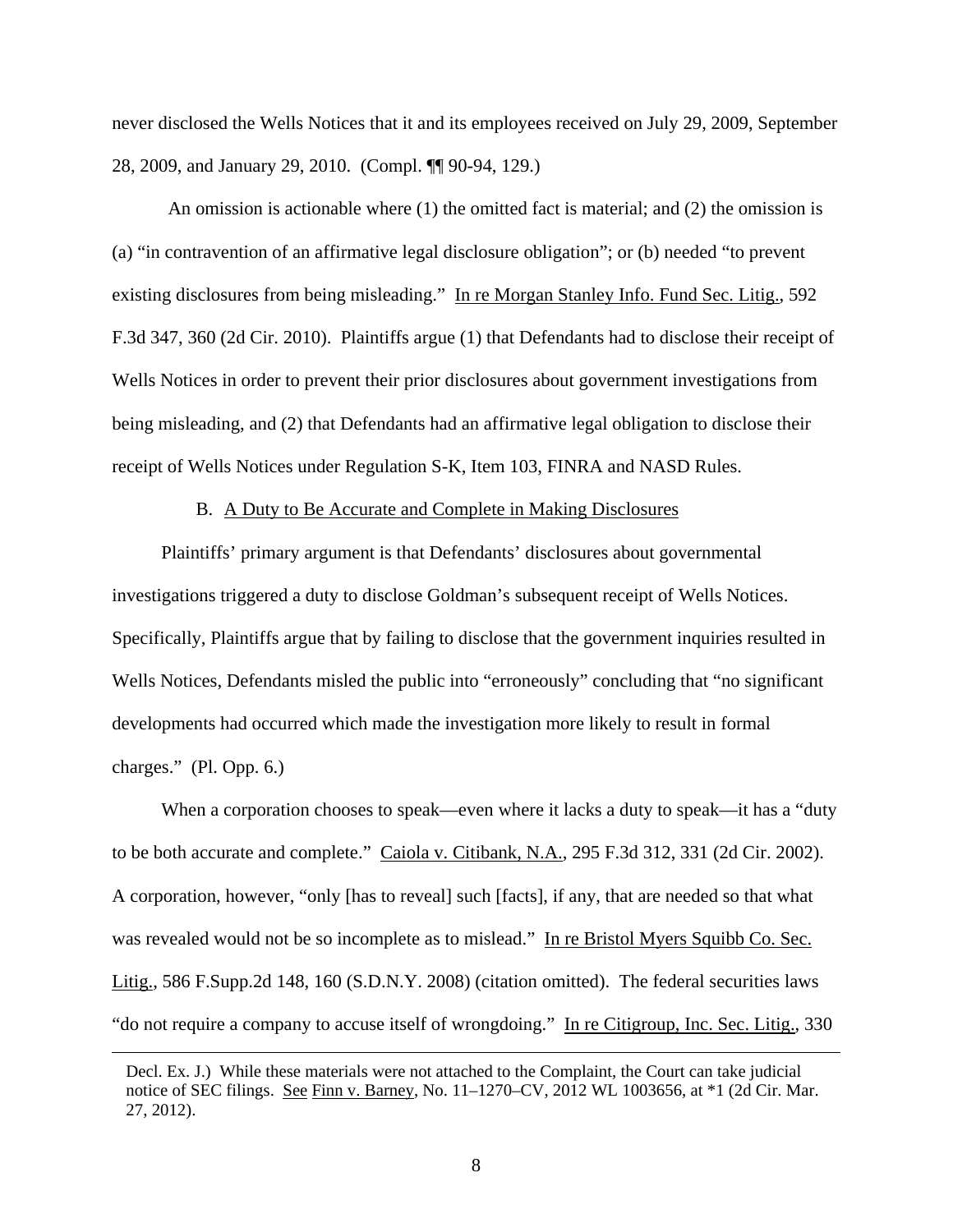never disclosed the Wells Notices that it and its employees received on July 29, 2009, September 28, 2009, and January 29, 2010. (Compl. ¶¶ 90-94, 129.)

An omission is actionable where (1) the omitted fact is material; and (2) the omission is (a) "in contravention of an affirmative legal disclosure obligation"; or (b) needed "to prevent existing disclosures from being misleading." In re Morgan Stanley Info. Fund Sec. Litig., 592 F.3d 347, 360 (2d Cir. 2010). Plaintiffs argue (1) that Defendants had to disclose their receipt of Wells Notices in order to prevent their prior disclosures about government investigations from being misleading, and (2) that Defendants had an affirmative legal obligation to disclose their receipt of Wells Notices under Regulation S-K, Item 103, FINRA and NASD Rules.

B. A Duty to Be Accurate and Complete in Making Disclosures

Plaintiffs' primary argument is that Defendants' disclosures about governmental investigations triggered a duty to disclose Goldman's subsequent receipt of Wells Notices. Specifically, Plaintiffs argue that by failing to disclose that the government inquiries resulted in Wells Notices, Defendants misled the public into "erroneously" concluding that "no significant developments had occurred which made the investigation more likely to result in formal charges." (Pl. Opp. 6.)

When a corporation chooses to speak—even where it lacks a duty to speak—it has a "duty to be both accurate and complete." Caiola v. Citibank, N.A., 295 F.3d 312, 331 (2d Cir. 2002). A corporation, however, "only [has to reveal] such [facts], if any, that are needed so that what was revealed would not be so incomplete as to mislead." In re Bristol Myers Squibb Co. Sec. Litig., 586 F.Supp.2d 148, 160 (S.D.N.Y. 2008) (citation omitted). The federal securities laws "do not require a company to accuse itself of wrongdoing." In re Citigroup, Inc. Sec. Litig., 330

Decl. Ex. J.) While these materials were not attached to the Complaint, the Court can take judicial notice of SEC filings. See Finn v. Barney, No. 11–1270–CV, 2012 WL 1003656, at *1 (2d Cir. Mar. 27, 2012).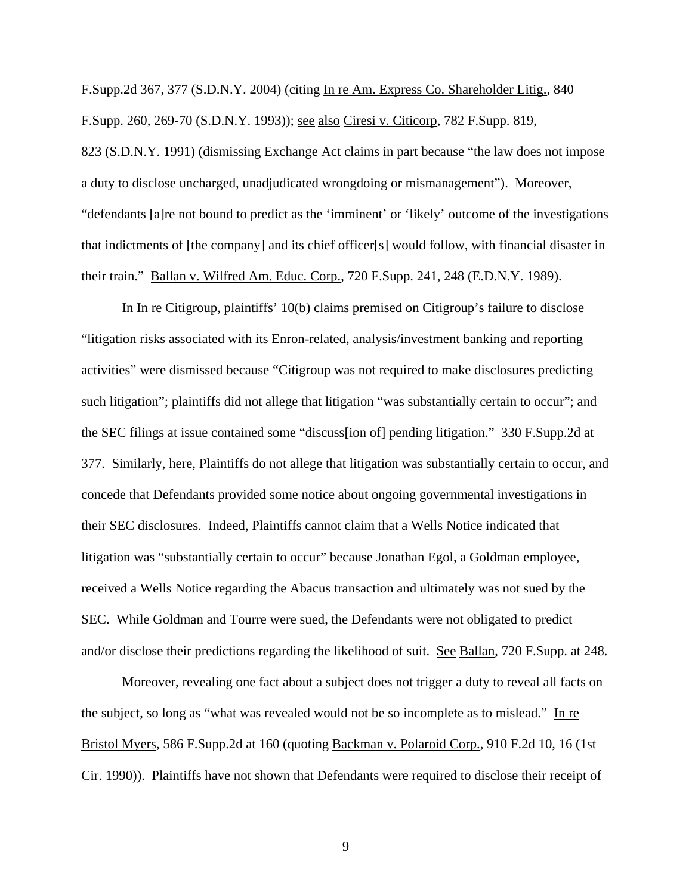F.Supp.2d 367, 377 (S.D.N.Y. 2004) (citing In re Am. Express Co. Shareholder Litig., 840 F.Supp. 260, 269-70 (S.D.N.Y. 1993)); see also Ciresi v. Citicorp, 782 F.Supp. 819, 823 (S.D.N.Y. 1991) (dismissing Exchange Act claims in part because "the law does not impose a duty to disclose uncharged, unadjudicated wrongdoing or mismanagement"). Moreover, "defendants [a]re not bound to predict as the 'imminent' or 'likely' outcome of the investigations that indictments of [the company] and its chief officer[s] would follow, with financial disaster in their train." Ballan v. Wilfred Am. Educ. Corp., 720 F.Supp. 241, 248 (E.D.N.Y. 1989).

In In re Citigroup, plaintiffs' 10(b) claims premised on Citigroup's failure to disclose "litigation risks associated with its Enron-related, analysis/investment banking and reporting activities" were dismissed because "Citigroup was not required to make disclosures predicting such litigation"; plaintiffs did not allege that litigation "was substantially certain to occur"; and the SEC filings at issue contained some "discuss[ion of] pending litigation." 330 F.Supp.2d at 377. Similarly, here, Plaintiffs do not allege that litigation was substantially certain to occur, and concede that Defendants provided some notice about ongoing governmental investigations in their SEC disclosures. Indeed, Plaintiffs cannot claim that a Wells Notice indicated that litigation was "substantially certain to occur" because Jonathan Egol, a Goldman employee, received a Wells Notice regarding the Abacus transaction and ultimately was not sued by the SEC. While Goldman and Tourre were sued, the Defendants were not obligated to predict and/or disclose their predictions regarding the likelihood of suit. See Ballan, 720 F.Supp. at 248.

Moreover, revealing one fact about a subject does not trigger a duty to reveal all facts on the subject, so long as "what was revealed would not be so incomplete as to mislead." In re Bristol Myers, 586 F.Supp.2d at 160 (quoting Backman v. Polaroid Corp., 910 F.2d 10, 16 (1st Cir. 1990)). Plaintiffs have not shown that Defendants were required to disclose their receipt of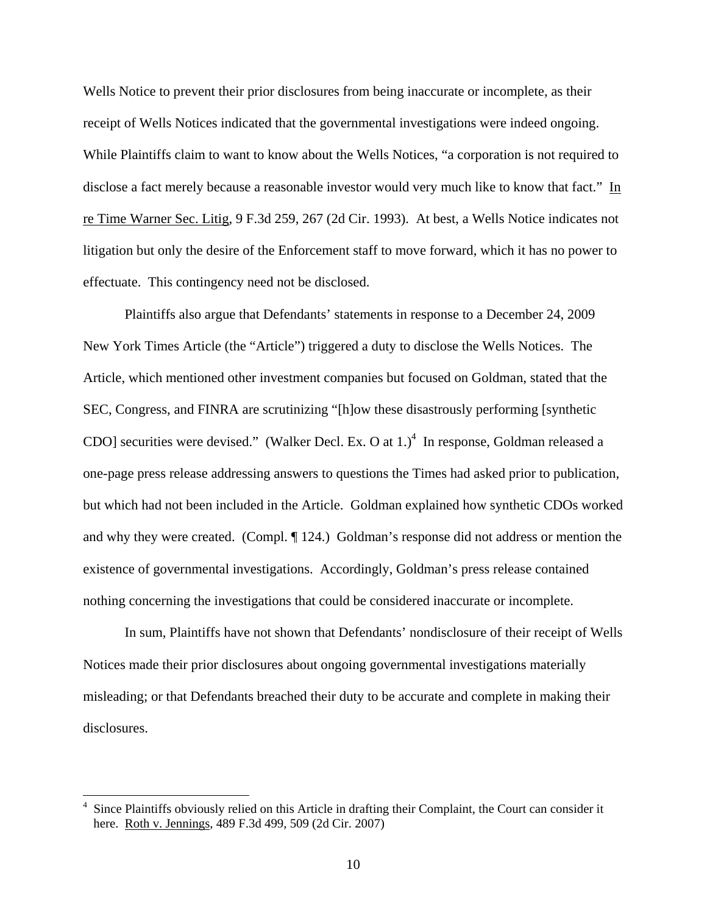Wells Notice to prevent their prior disclosures from being inaccurate or incomplete, as their receipt of Wells Notices indicated that the governmental investigations were indeed ongoing. While Plaintiffs claim to want to know about the Wells Notices, "a corporation is not required to disclose a fact merely because a reasonable investor would very much like to know that fact." In re Time Warner Sec. Litig, 9 F.3d 259, 267 (2d Cir. 1993). At best, a Wells Notice indicates not litigation but only the desire of the Enforcement staff to move forward, which it has no power to effectuate. This contingency need not be disclosed.

Plaintiffs also argue that Defendants' statements in response to a December 24, 2009 New York Times Article (the "Article") triggered a duty to disclose the Wells Notices. The Article, which mentioned other investment companies but focused on Goldman, stated that the SEC, Congress, and FINRA are scrutinizing "[h]ow these disastrously performing [synthetic CDO] securities were devised." (Walker Decl. Ex. O at 1.)[4] In response, Goldman released a one-page press release addressing answers to questions the Times had asked prior to publication, but which had not been included in the Article. Goldman explained how synthetic CDOs worked and why they were created. (Compl. ¶ 124.) Goldman's response did not address or mention the existence of governmental investigations. Accordingly, Goldman's press release contained nothing concerning the investigations that could be considered inaccurate or incomplete.

In sum, Plaintiffs have not shown that Defendants' nondisclosure of their receipt of Wells Notices made their prior disclosures about ongoing governmental investigations materially misleading; or that Defendants breached their duty to be accurate and complete in making their disclosures.

---

[4] Since Plaintiffs obviously relied on this Article in drafting their Complaint, the Court can consider it here. Roth v. Jennings, 489 F.3d 499, 509 (2d Cir. 2007)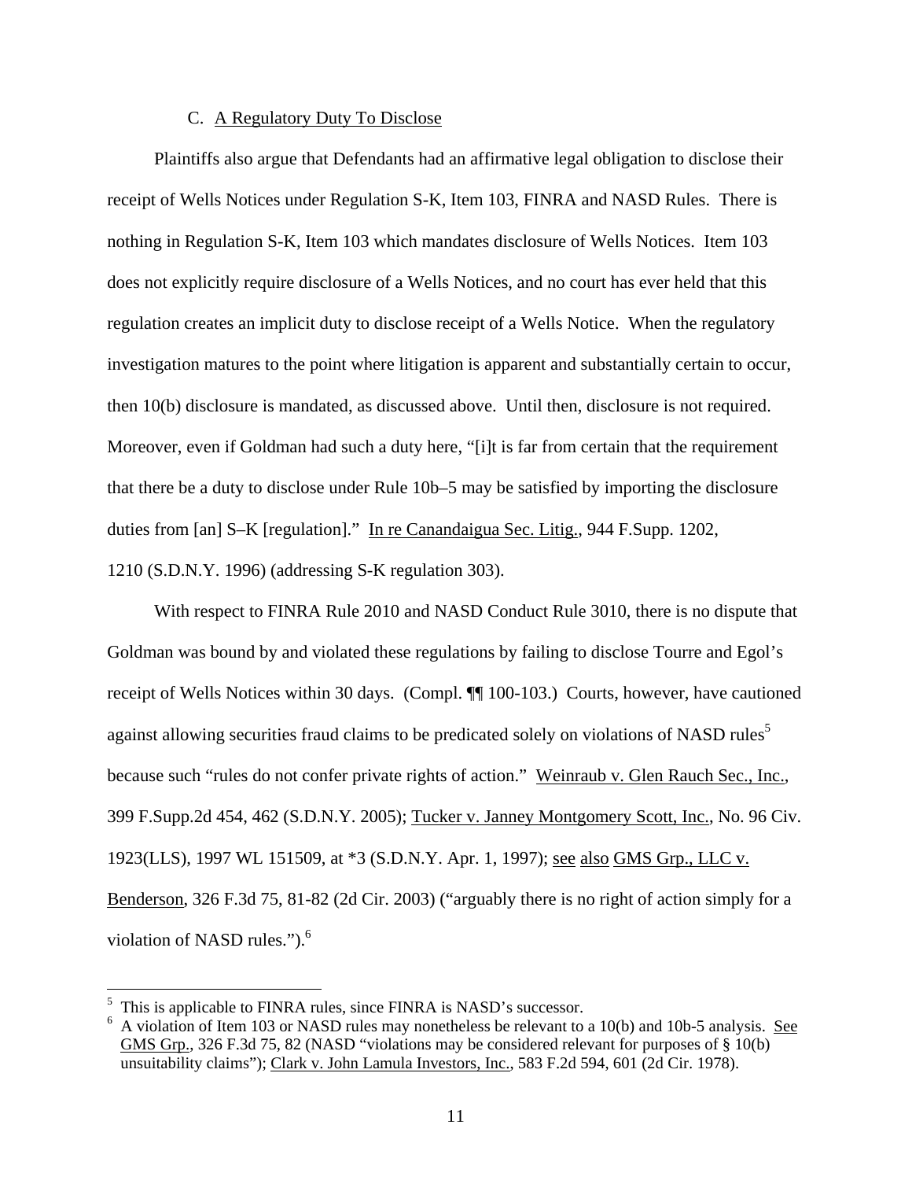### C. A Regulatory Duty To Disclose

Plaintiffs also argue that Defendants had an affirmative legal obligation to disclose their receipt of Wells Notices under Regulation S-K, Item 103, FINRA and NASD Rules. There is nothing in Regulation S-K, Item 103 which mandates disclosure of Wells Notices. Item 103 does not explicitly require disclosure of a Wells Notices, and no court has ever held that this regulation creates an implicit duty to disclose receipt of a Wells Notice. When the regulatory investigation matures to the point where litigation is apparent and substantially certain to occur, then 10(b) disclosure is mandated, as discussed above. Until then, disclosure is not required. Moreover, even if Goldman had such a duty here, "[i]t is far from certain that the requirement that there be a duty to disclose under Rule 10b–5 may be satisfied by importing the disclosure duties from [an] S–K [regulation]." In re Canandaigua Sec. Litig., 944 F.Supp. 1202, 1210 (S.D.N.Y. 1996) (addressing S-K regulation 303).

With respect to FINRA Rule 2010 and NASD Conduct Rule 3010, there is no dispute that Goldman was bound by and violated these regulations by failing to disclose Tourre and Egol's receipt of Wells Notices within 30 days. (Compl. ¶¶ 100-103.) Courts, however, have cautioned against allowing securities fraud claims to be predicated solely on violations of NASD rules[5] because such "rules do not confer private rights of action." Weinraub v. Glen Rauch Sec., Inc., 399 F.Supp.2d 454, 462 (S.D.N.Y. 2005); Tucker v. Janney Montgomery Scott, Inc., No. 96 Civ. 1923(LLS), 1997 WL 151509, at *3 (S.D.N.Y. Apr. 1, 1997); see also GMS Grp., LLC v. Benderson, 326 F.3d 75, 81-82 (2d Cir. 2003) ("arguably there is no right of action simply for a violation of NASD rules.").[6]

---

[5] This is applicable to FINRA rules, since FINRA is NASD's successor.

[6] A violation of Item 103 or NASD rules may nonetheless be relevant to a 10(b) and 10b-5 analysis. See GMS Grp., 326 F.3d 75, 82 (NASD "violations may be considered relevant for purposes of § 10(b) unsuitability claims"); Clark v. John Lamula Investors, Inc., 583 F.2d 594, 601 (2d Cir. 1978).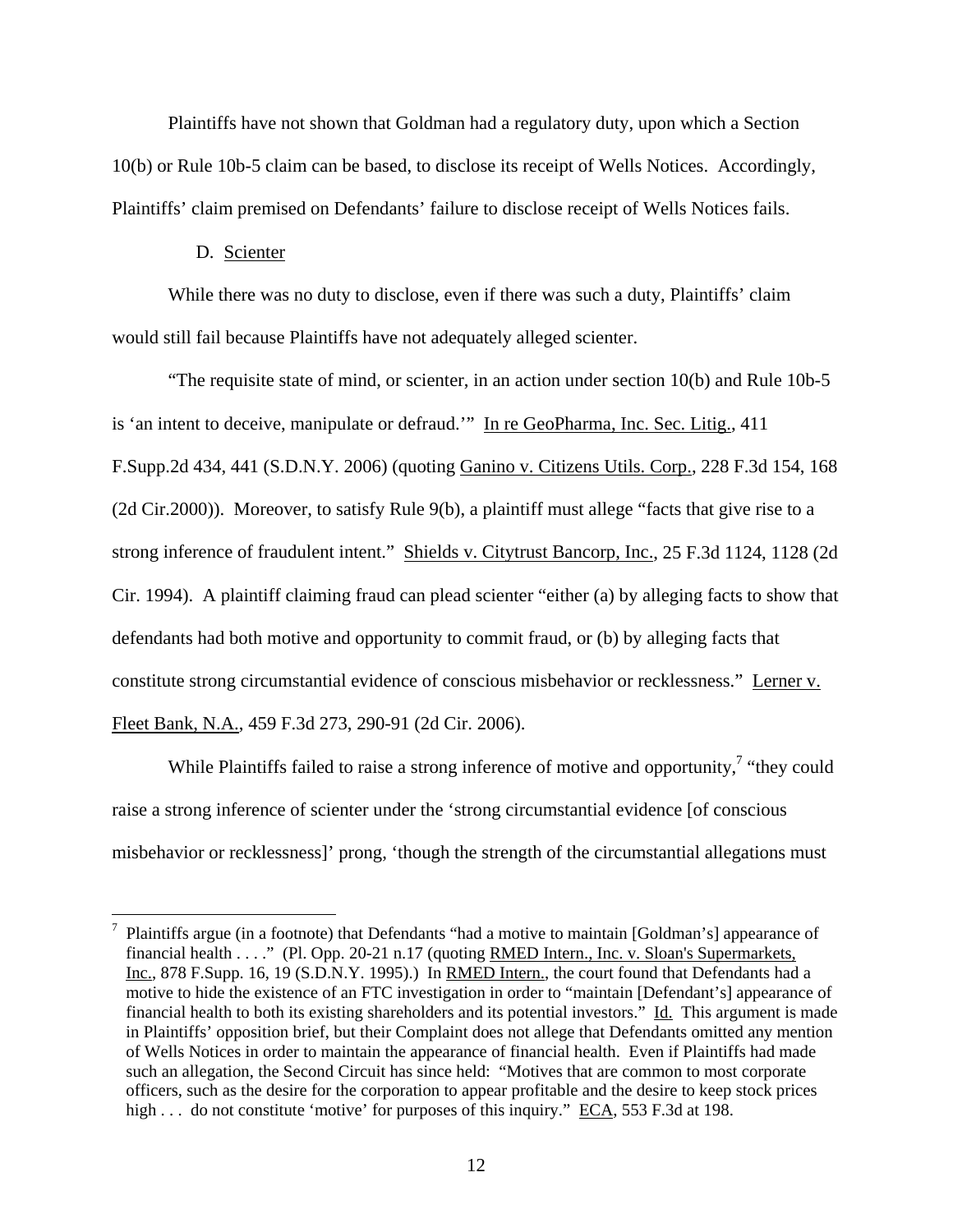Plaintiffs have not shown that Goldman had a regulatory duty, upon which a Section 10(b) or Rule 10b-5 claim can be based, to disclose its receipt of Wells Notices. Accordingly, Plaintiffs' claim premised on Defendants' failure to disclose receipt of Wells Notices fails.

D. Scienter

While there was no duty to disclose, even if there was such a duty, Plaintiffs' claim would still fail because Plaintiffs have not adequately alleged scienter.

"The requisite state of mind, or scienter, in an action under section 10(b) and Rule 10b-5 is 'an intent to deceive, manipulate or defraud.'" In re GeoPharma, Inc. Sec. Litig., 411 F.Supp.2d 434, 441 (S.D.N.Y. 2006) (quoting Ganino v. Citizens Utils. Corp., 228 F.3d 154, 168 (2d Cir.2000)). Moreover, to satisfy Rule 9(b), a plaintiff must allege "facts that give rise to a strong inference of fraudulent intent." Shields v. Citytrust Bancorp, Inc., 25 F.3d 1124, 1128 (2d Cir. 1994). A plaintiff claiming fraud can plead scienter "either (a) by alleging facts to show that defendants had both motive and opportunity to commit fraud, or (b) by alleging facts that constitute strong circumstantial evidence of conscious misbehavior or recklessness." Lerner v. Fleet Bank, N.A., 459 F.3d 273, 290-91 (2d Cir. 2006).

While Plaintiffs failed to raise a strong inference of motive and opportunity,[7] "they could raise a strong inference of scienter under the 'strong circumstantial evidence [of conscious misbehavior or recklessness]' prong, 'though the strength of the circumstantial allegations must

[7] Plaintiffs argue (in a footnote) that Defendants "had a motive to maintain [Goldman's] appearance of financial health . . . ." (Pl. Opp. 20-21 n.17 (quoting RMED Intern., Inc. v. Sloan's Supermarkets, Inc., 878 F.Supp. 16, 19 (S.D.N.Y. 1995).) In RMED Intern., the court found that Defendants had a motive to hide the existence of an FTC investigation in order to "maintain [Defendant's] appearance of financial health to both its existing shareholders and its potential investors." Id. This argument is made in Plaintiffs' opposition brief, but their Complaint does not allege that Defendants omitted any mention of Wells Notices in order to maintain the appearance of financial health. Even if Plaintiffs had made such an allegation, the Second Circuit has since held: "Motives that are common to most corporate officers, such as the desire for the corporation to appear profitable and the desire to keep stock prices high . . . do not constitute 'motive' for purposes of this inquiry." ECA, 553 F.3d at 198.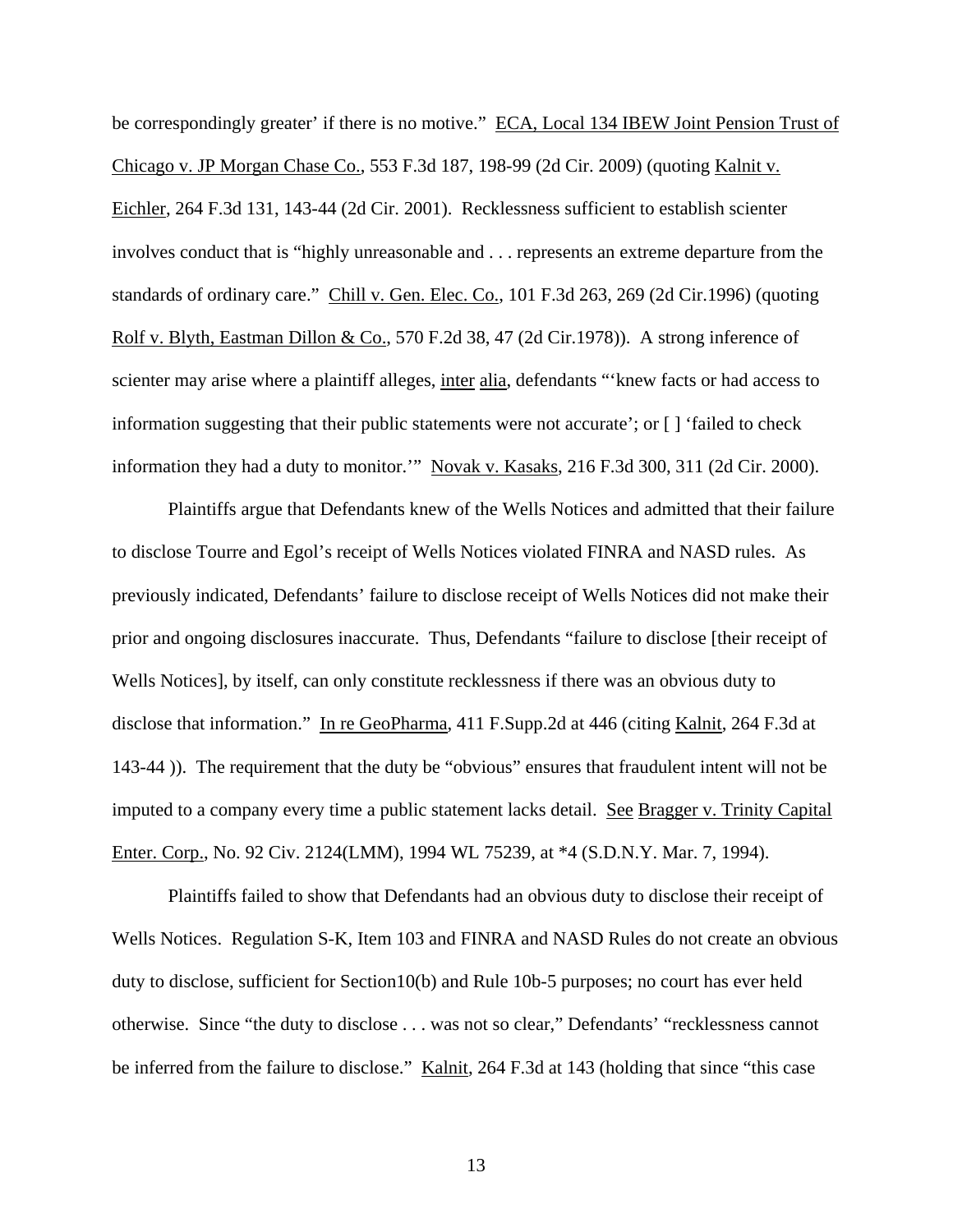be correspondingly greater' if there is no motive." ECA, Local 134 IBEW Joint Pension Trust of Chicago v. JP Morgan Chase Co., 553 F.3d 187, 198-99 (2d Cir. 2009) (quoting Kalnit v. Eichler, 264 F.3d 131, 143-44 (2d Cir. 2001). Recklessness sufficient to establish scienter involves conduct that is "highly unreasonable and . . . represents an extreme departure from the standards of ordinary care." Chill v. Gen. Elec. Co., 101 F.3d 263, 269 (2d Cir.1996) (quoting Rolf v. Blyth, Eastman Dillon & Co., 570 F.2d 38, 47 (2d Cir.1978)). A strong inference of scienter may arise where a plaintiff alleges, inter alia, defendants "'knew facts or had access to information suggesting that their public statements were not accurate'; or [ ] 'failed to check information they had a duty to monitor.'" Novak v. Kasaks, 216 F.3d 300, 311 (2d Cir. 2000).

Plaintiffs argue that Defendants knew of the Wells Notices and admitted that their failure to disclose Tourre and Egol's receipt of Wells Notices violated FINRA and NASD rules. As previously indicated, Defendants' failure to disclose receipt of Wells Notices did not make their prior and ongoing disclosures inaccurate. Thus, Defendants "failure to disclose [their receipt of Wells Notices], by itself, can only constitute recklessness if there was an obvious duty to disclose that information." In re GeoPharma, 411 F.Supp.2d at 446 (citing Kalnit, 264 F.3d at 143-44 )). The requirement that the duty be "obvious" ensures that fraudulent intent will not be imputed to a company every time a public statement lacks detail. See Bragger v. Trinity Capital Enter. Corp., No. 92 Civ. 2124(LMM), 1994 WL 75239, at *4 (S.D.N.Y. Mar. 7, 1994).

Plaintiffs failed to show that Defendants had an obvious duty to disclose their receipt of Wells Notices. Regulation S-K, Item 103 and FINRA and NASD Rules do not create an obvious duty to disclose, sufficient for Section10(b) and Rule 10b-5 purposes; no court has ever held otherwise. Since "the duty to disclose . . . was not so clear," Defendants' "recklessness cannot be inferred from the failure to disclose." Kalnit, 264 F.3d at 143 (holding that since "this case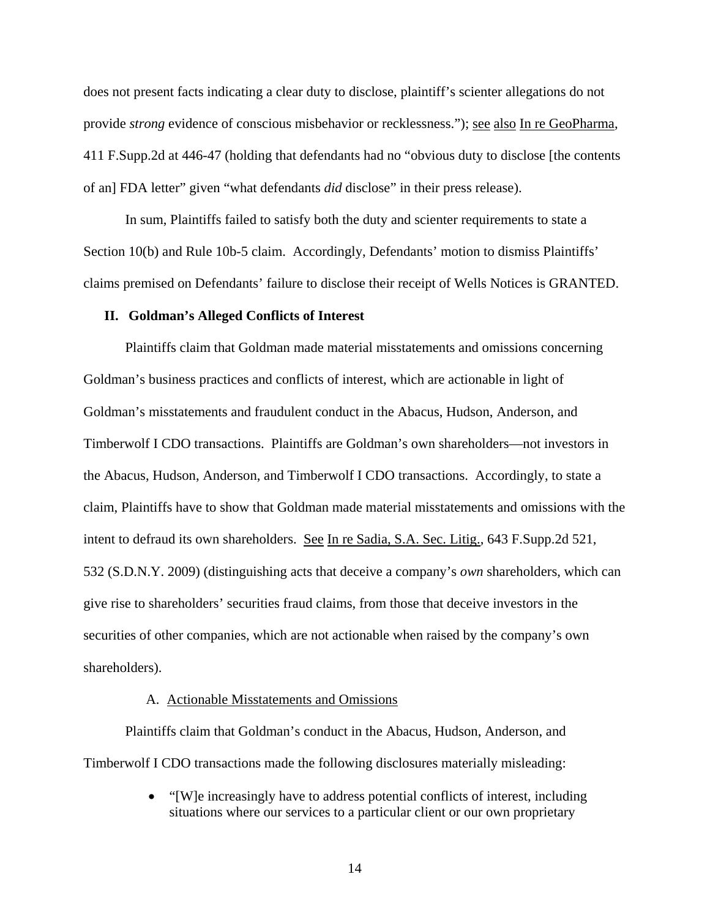does not present facts indicating a clear duty to disclose, plaintiff's scienter allegations do not provide *strong* evidence of conscious misbehavior or recklessness."); see also In re GeoPharma, 411 F.Supp.2d at 446-47 (holding that defendants had no "obvious duty to disclose [the contents of an] FDA letter" given "what defendants *did* disclose" in their press release).

In sum, Plaintiffs failed to satisfy both the duty and scienter requirements to state a Section 10(b) and Rule 10b-5 claim. Accordingly, Defendants' motion to dismiss Plaintiffs' claims premised on Defendants' failure to disclose their receipt of Wells Notices is GRANTED.

## II. Goldman's Alleged Conflicts of Interest

Plaintiffs claim that Goldman made material misstatements and omissions concerning Goldman's business practices and conflicts of interest, which are actionable in light of Goldman's misstatements and fraudulent conduct in the Abacus, Hudson, Anderson, and Timberwolf I CDO transactions. Plaintiffs are Goldman's own shareholders—not investors in the Abacus, Hudson, Anderson, and Timberwolf I CDO transactions. Accordingly, to state a claim, Plaintiffs have to show that Goldman made material misstatements and omissions with the intent to defraud its own shareholders. See In re Sadia, S.A. Sec. Litig., 643 F.Supp.2d 521, 532 (S.D.N.Y. 2009) (distinguishing acts that deceive a company's *own* shareholders, which can give rise to shareholders' securities fraud claims, from those that deceive investors in the securities of other companies, which are not actionable when raised by the company's own shareholders).

### A. Actionable Misstatements and Omissions

Plaintiffs claim that Goldman's conduct in the Abacus, Hudson, Anderson, and Timberwolf I CDO transactions made the following disclosures materially misleading:

- "[W]e increasingly have to address potential conflicts of interest, including situations where our services to a particular client or our own proprietary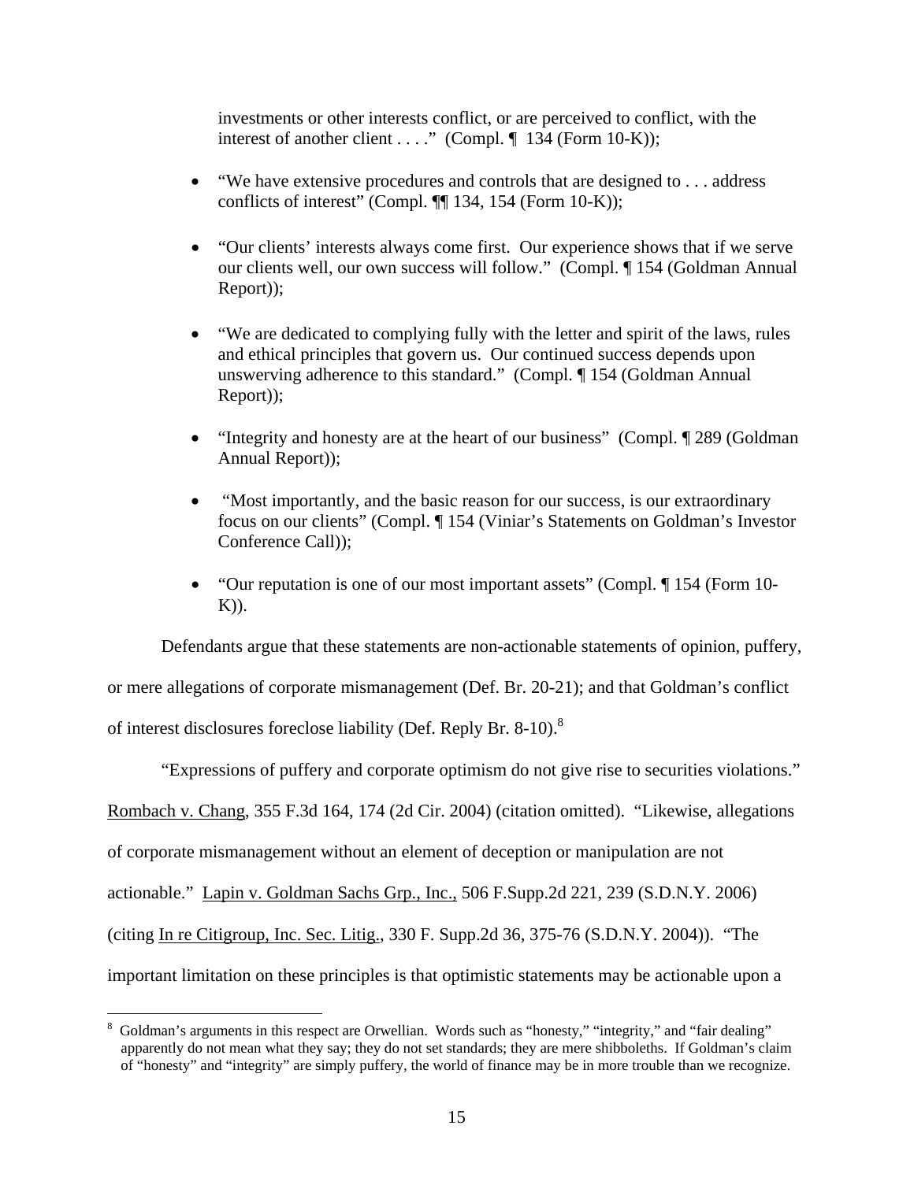investments or other interests conflict, or are perceived to conflict, with the interest of another client . . . ." (Compl. ¶ 134 (Form 10-K));

- "We have extensive procedures and controls that are designed to . . . address conflicts of interest" (Compl. ¶¶ 134, 154 (Form 10-K));
- "Our clients' interests always come first. Our experience shows that if we serve our clients well, our own success will follow." (Compl. ¶ 154 (Goldman Annual Report));
- "We are dedicated to complying fully with the letter and spirit of the laws, rules and ethical principles that govern us. Our continued success depends upon unswerving adherence to this standard." (Compl. ¶ 154 (Goldman Annual Report));
- "Integrity and honesty are at the heart of our business" (Compl. ¶ 289 (Goldman Annual Report));
- "Most importantly, and the basic reason for our success, is our extraordinary focus on our clients" (Compl. ¶ 154 (Viniar's Statements on Goldman's Investor Conference Call));
- "Our reputation is one of our most important assets" (Compl. ¶ 154 (Form 10-K)).

Defendants argue that these statements are non-actionable statements of opinion, puffery, or mere allegations of corporate mismanagement (Def. Br. 20-21); and that Goldman's conflict of interest disclosures foreclose liability (Def. Reply Br. 8-10).[8]

"Expressions of puffery and corporate optimism do not give rise to securities violations." Rombach v. Chang, 355 F.3d 164, 174 (2d Cir. 2004) (citation omitted). "Likewise, allegations of corporate mismanagement without an element of deception or manipulation are not actionable." Lapin v. Goldman Sachs Grp., Inc., 506 F.Supp.2d 221, 239 (S.D.N.Y. 2006) (citing In re Citigroup, Inc. Sec. Litig., 330 F. Supp.2d 36, 375-76 (S.D.N.Y. 2004)). "The important limitation on these principles is that optimistic statements may be actionable upon a

[8] Goldman's arguments in this respect are Orwellian. Words such as "honesty," "integrity," and "fair dealing" apparently do not mean what they say; they do not set standards; they are mere shibboleths. If Goldman's claim of "honesty" and "integrity" are simply puffery, the world of finance may be in more trouble than we recognize.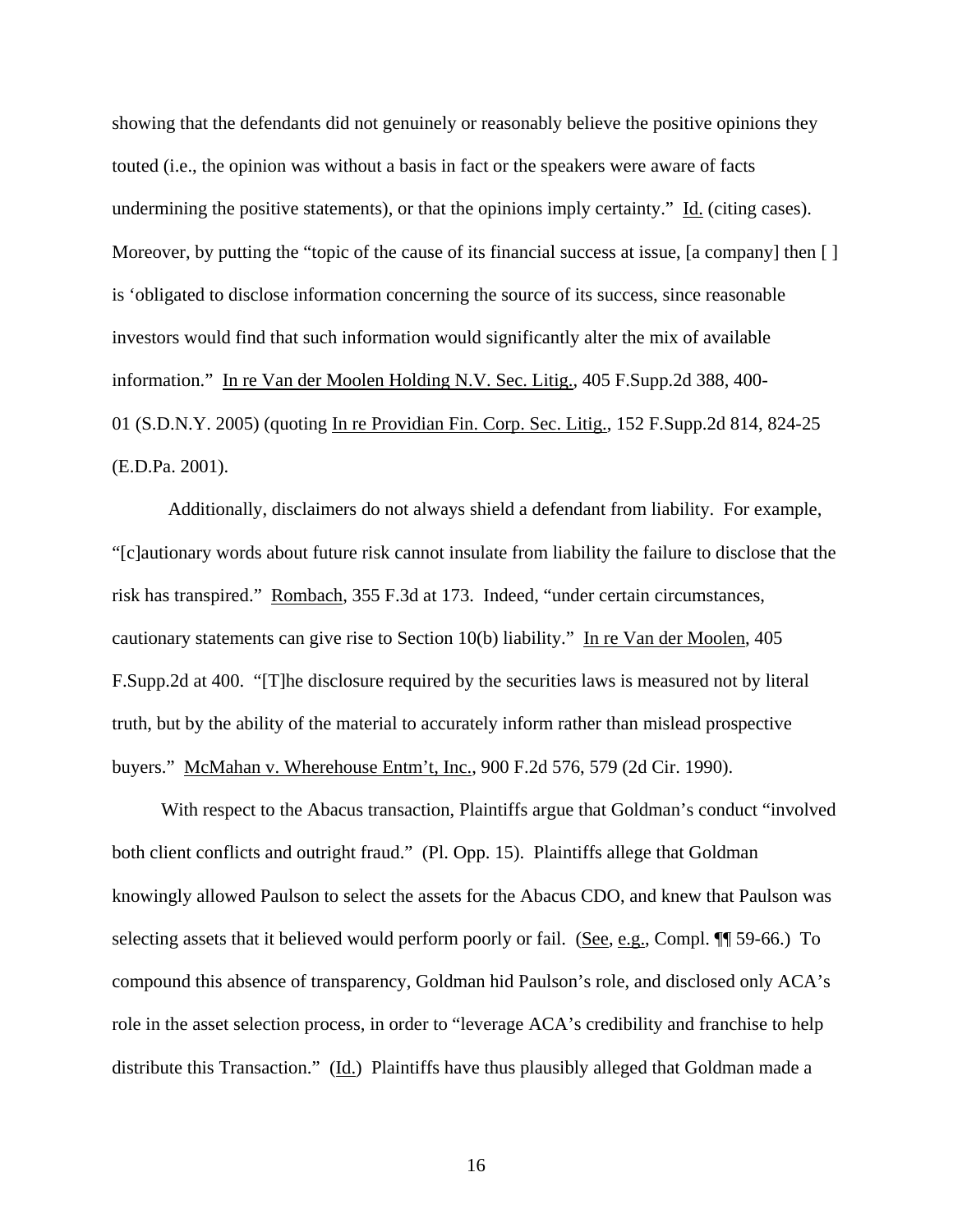showing that the defendants did not genuinely or reasonably believe the positive opinions they touted (i.e., the opinion was without a basis in fact or the speakers were aware of facts undermining the positive statements), or that the opinions imply certainty." Id. (citing cases). Moreover, by putting the "topic of the cause of its financial success at issue, [a company] then [ ] is 'obligated to disclose information concerning the source of its success, since reasonable investors would find that such information would significantly alter the mix of available information." In re Van der Moolen Holding N.V. Sec. Litig., 405 F.Supp.2d 388, 400-01 (S.D.N.Y. 2005) (quoting In re Providian Fin. Corp. Sec. Litig., 152 F.Supp.2d 814, 824-25 (E.D.Pa. 2001).

Additionally, disclaimers do not always shield a defendant from liability. For example, "[c]autionary words about future risk cannot insulate from liability the failure to disclose that the risk has transpired." Rombach, 355 F.3d at 173. Indeed, "under certain circumstances, cautionary statements can give rise to Section 10(b) liability." In re Van der Moolen, 405 F.Supp.2d at 400. "[T]he disclosure required by the securities laws is measured not by literal truth, but by the ability of the material to accurately inform rather than mislead prospective buyers." McMahan v. Wherehouse Entm't, Inc., 900 F.2d 576, 579 (2d Cir. 1990).

With respect to the Abacus transaction, Plaintiffs argue that Goldman's conduct "involved both client conflicts and outright fraud." (Pl. Opp. 15). Plaintiffs allege that Goldman knowingly allowed Paulson to select the assets for the Abacus CDO, and knew that Paulson was selecting assets that it believed would perform poorly or fail. (See, e.g., Compl. ¶¶ 59-66.) To compound this absence of transparency, Goldman hid Paulson's role, and disclosed only ACA's role in the asset selection process, in order to "leverage ACA's credibility and franchise to help distribute this Transaction." (Id.) Plaintiffs have thus plausibly alleged that Goldman made a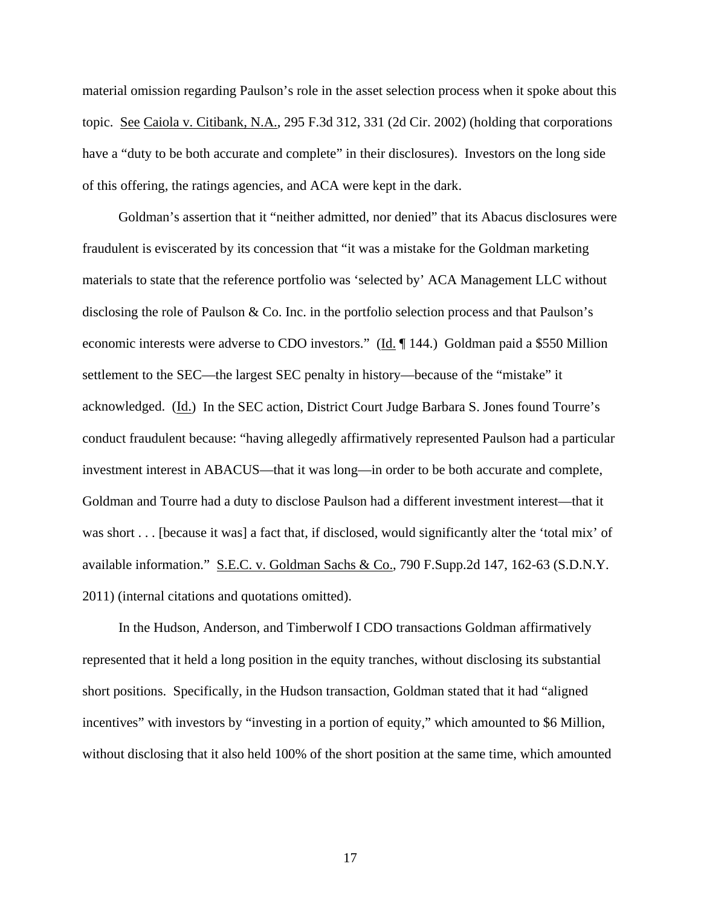material omission regarding Paulson's role in the asset selection process when it spoke about this topic. See Caiola v. Citibank, N.A., 295 F.3d 312, 331 (2d Cir. 2002) (holding that corporations have a "duty to be both accurate and complete" in their disclosures). Investors on the long side of this offering, the ratings agencies, and ACA were kept in the dark.

Goldman's assertion that it "neither admitted, nor denied" that its Abacus disclosures were fraudulent is eviscerated by its concession that "it was a mistake for the Goldman marketing materials to state that the reference portfolio was 'selected by' ACA Management LLC without disclosing the role of Paulson & Co. Inc. in the portfolio selection process and that Paulson's economic interests were adverse to CDO investors." (Id. ¶ 144.) Goldman paid a $550 Million settlement to the SEC—the largest SEC penalty in history—because of the "mistake" it acknowledged. (Id.) In the SEC action, District Court Judge Barbara S. Jones found Tourre's conduct fraudulent because: "having allegedly affirmatively represented Paulson had a particular investment interest in ABACUS—that it was long—in order to be both accurate and complete, Goldman and Tourre had a duty to disclose Paulson had a different investment interest—that it was short . . . [because it was] a fact that, if disclosed, would significantly alter the 'total mix' of available information." S.E.C. v. Goldman Sachs & Co., 790 F.Supp.2d 147, 162-63 (S.D.N.Y. 2011) (internal citations and quotations omitted).

In the Hudson, Anderson, and Timberwolf I CDO transactions Goldman affirmatively represented that it held a long position in the equity tranches, without disclosing its substantial short positions. Specifically, in the Hudson transaction, Goldman stated that it had "aligned incentives" with investors by "investing in a portion of equity," which amounted to $6 Million, without disclosing that it also held 100% of the short position at the same time, which amounted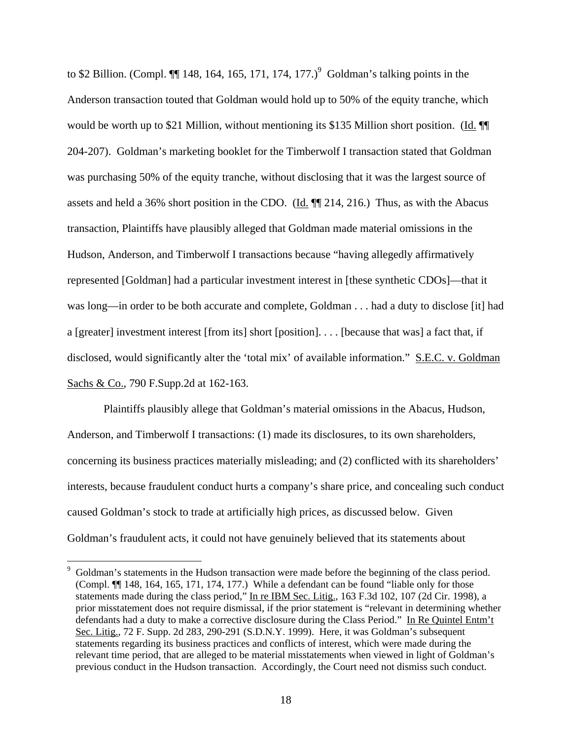to $2 Billion. (Compl. ¶¶ 148, 164, 165, 171, 174, 177.)[9] Goldman's talking points in the Anderson transaction touted that Goldman would hold up to 50% of the equity tranche, which would be worth up to $21 Million, without mentioning its $135 Million short position. (Id. ¶¶ 204-207). Goldman's marketing booklet for the Timberwolf I transaction stated that Goldman was purchasing 50% of the equity tranche, without disclosing that it was the largest source of assets and held a 36% short position in the CDO. (Id. ¶¶ 214, 216.) Thus, as with the Abacus transaction, Plaintiffs have plausibly alleged that Goldman made material omissions in the Hudson, Anderson, and Timberwolf I transactions because "having allegedly affirmatively represented [Goldman] had a particular investment interest in [these synthetic CDOs]—that it was long—in order to be both accurate and complete, Goldman . . . had a duty to disclose [it] had a [greater] investment interest [from its] short [position]. . . . [because that was] a fact that, if disclosed, would significantly alter the 'total mix' of available information." S.E.C. v. Goldman Sachs & Co., 790 F.Supp.2d at 162-163.

Plaintiffs plausibly allege that Goldman's material omissions in the Abacus, Hudson, Anderson, and Timberwolf I transactions: (1) made its disclosures, to its own shareholders, concerning its business practices materially misleading; and (2) conflicted with its shareholders' interests, because fraudulent conduct hurts a company's share price, and concealing such conduct caused Goldman's stock to trade at artificially high prices, as discussed below. Given Goldman's fraudulent acts, it could not have genuinely believed that its statements about

---

[9] Goldman's statements in the Hudson transaction were made before the beginning of the class period. (Compl. ¶¶ 148, 164, 165, 171, 174, 177.) While a defendant can be found "liable only for those statements made during the class period," In re IBM Sec. Litig., 163 F.3d 102, 107 (2d Cir. 1998), a prior misstatement does not require dismissal, if the prior statement is "relevant in determining whether defendants had a duty to make a corrective disclosure during the Class Period." In Re Quintel Entm't Sec. Litig., 72 F. Supp. 2d 283, 290-291 (S.D.N.Y. 1999). Here, it was Goldman's subsequent statements regarding its business practices and conflicts of interest, which were made during the relevant time period, that are alleged to be material misstatements when viewed in light of Goldman's previous conduct in the Hudson transaction. Accordingly, the Court need not dismiss such conduct.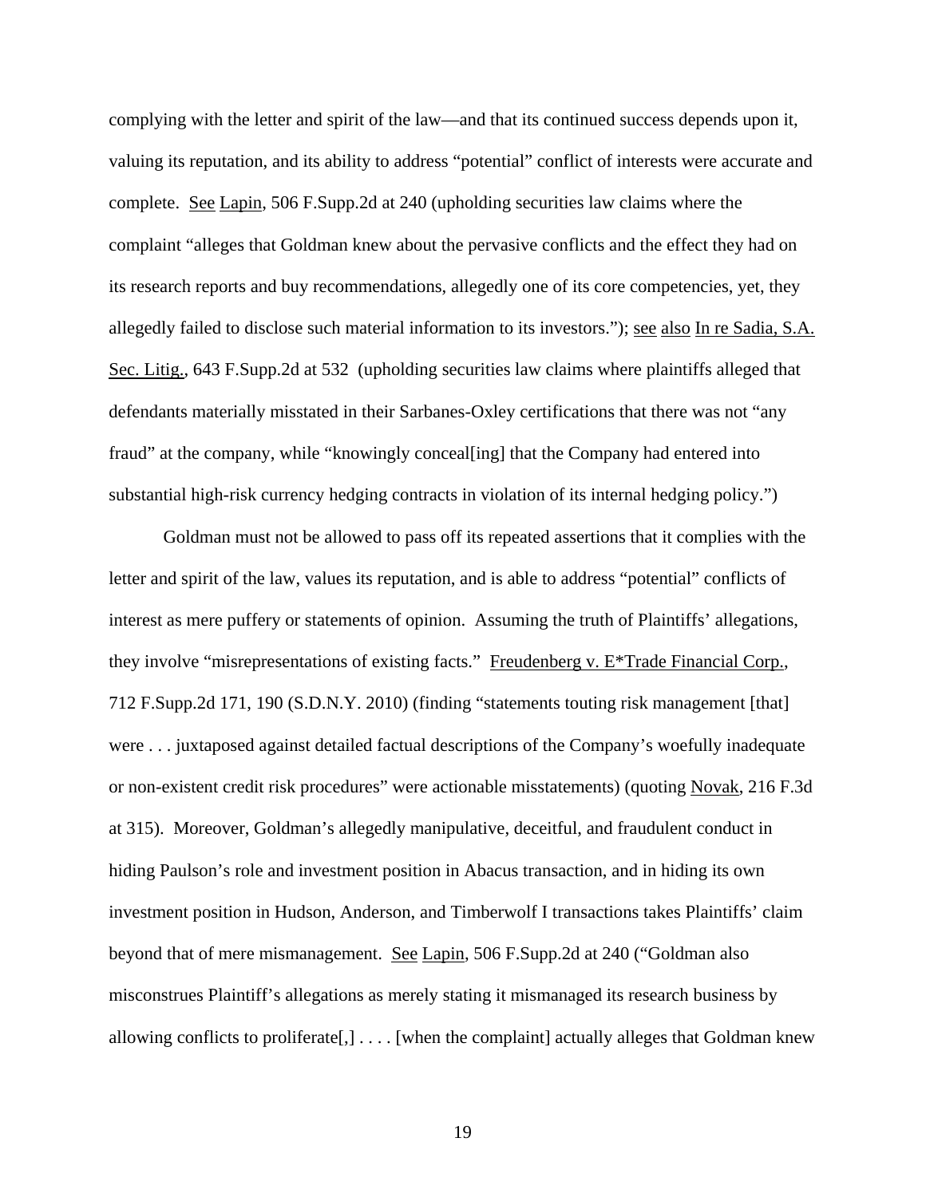complying with the letter and spirit of the law—and that its continued success depends upon it, valuing its reputation, and its ability to address "potential" conflict of interests were accurate and complete. See Lapin, 506 F.Supp.2d at 240 (upholding securities law claims where the complaint "alleges that Goldman knew about the pervasive conflicts and the effect they had on its research reports and buy recommendations, allegedly one of its core competencies, yet, they allegedly failed to disclose such material information to its investors."); see also In re Sadia, S.A. Sec. Litig., 643 F.Supp.2d at 532 (upholding securities law claims where plaintiffs alleged that defendants materially misstated in their Sarbanes-Oxley certifications that there was not "any fraud" at the company, while "knowingly conceal[ing] that the Company had entered into substantial high-risk currency hedging contracts in violation of its internal hedging policy.")

Goldman must not be allowed to pass off its repeated assertions that it complies with the letter and spirit of the law, values its reputation, and is able to address "potential" conflicts of interest as mere puffery or statements of opinion. Assuming the truth of Plaintiffs' allegations, they involve "misrepresentations of existing facts." Freudenberg v. E*Trade Financial Corp., 712 F.Supp.2d 171, 190 (S.D.N.Y. 2010) (finding "statements touting risk management [that] were . . . juxtaposed against detailed factual descriptions of the Company's woefully inadequate or non-existent credit risk procedures" were actionable misstatements) (quoting Novak, 216 F.3d at 315). Moreover, Goldman's allegedly manipulative, deceitful, and fraudulent conduct in hiding Paulson's role and investment position in Abacus transaction, and in hiding its own investment position in Hudson, Anderson, and Timberwolf I transactions takes Plaintiffs' claim beyond that of mere mismanagement. See Lapin, 506 F.Supp.2d at 240 ("Goldman also misconstrues Plaintiff's allegations as merely stating it mismanaged its research business by allowing conflicts to proliferate[,] . . . . [when the complaint] actually alleges that Goldman knew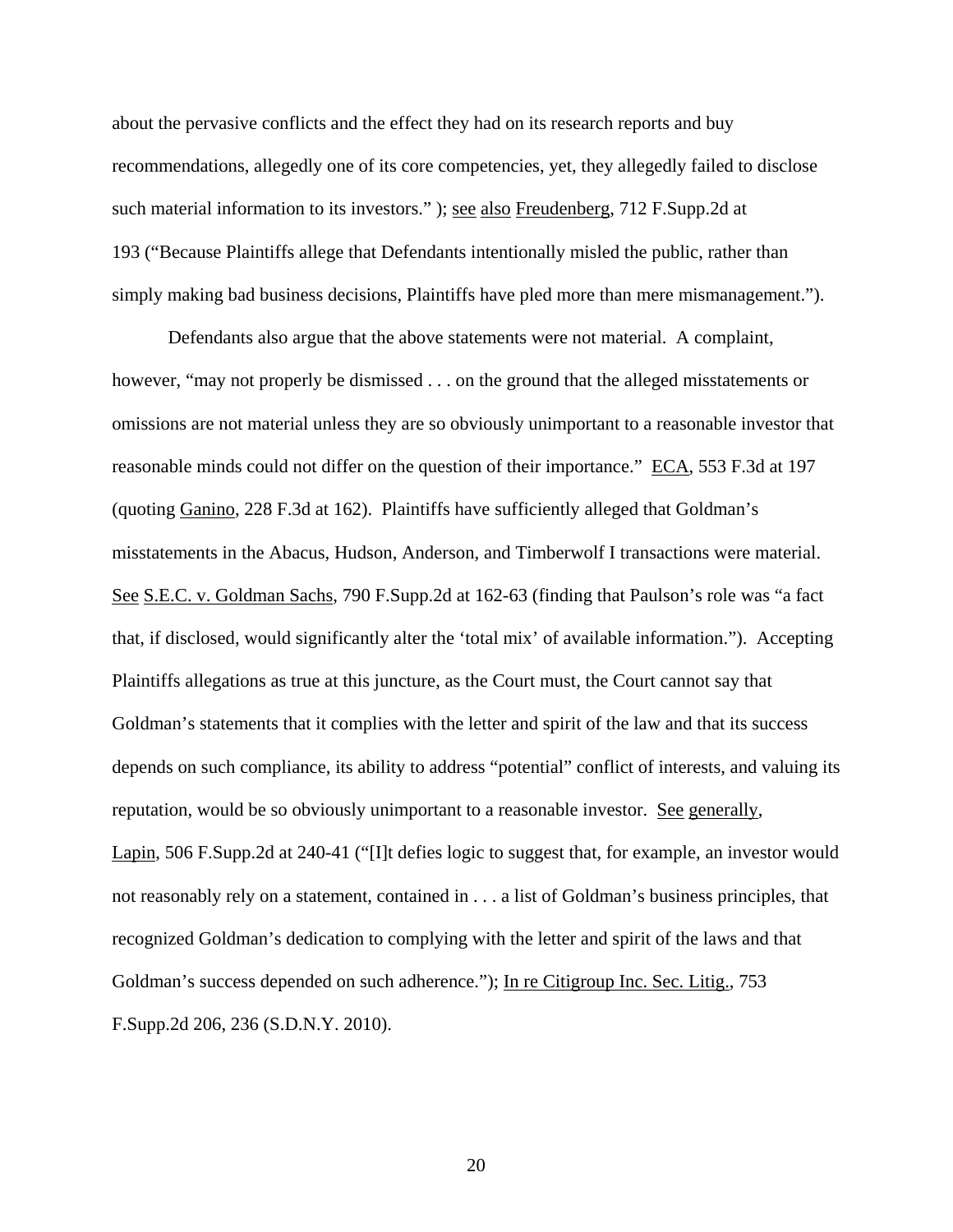about the pervasive conflicts and the effect they had on its research reports and buy recommendations, allegedly one of its core competencies, yet, they allegedly failed to disclose such material information to its investors." ); see also Freudenberg, 712 F.Supp.2d at 193 ("Because Plaintiffs allege that Defendants intentionally misled the public, rather than simply making bad business decisions, Plaintiffs have pled more than mere mismanagement.").

Defendants also argue that the above statements were not material. A complaint, however, "may not properly be dismissed . . . on the ground that the alleged misstatements or omissions are not material unless they are so obviously unimportant to a reasonable investor that reasonable minds could not differ on the question of their importance." ECA, 553 F.3d at 197 (quoting Ganino, 228 F.3d at 162). Plaintiffs have sufficiently alleged that Goldman's misstatements in the Abacus, Hudson, Anderson, and Timberwolf I transactions were material. See S.E.C. v. Goldman Sachs, 790 F.Supp.2d at 162-63 (finding that Paulson's role was "a fact that, if disclosed, would significantly alter the 'total mix' of available information."). Accepting Plaintiffs allegations as true at this juncture, as the Court must, the Court cannot say that Goldman's statements that it complies with the letter and spirit of the law and that its success depends on such compliance, its ability to address "potential" conflict of interests, and valuing its reputation, would be so obviously unimportant to a reasonable investor. See generally, Lapin, 506 F.Supp.2d at 240-41 ("[I]t defies logic to suggest that, for example, an investor would not reasonably rely on a statement, contained in . . . a list of Goldman's business principles, that recognized Goldman's dedication to complying with the letter and spirit of the laws and that Goldman's success depended on such adherence."); In re Citigroup Inc. Sec. Litig., 753 F.Supp.2d 206, 236 (S.D.N.Y. 2010).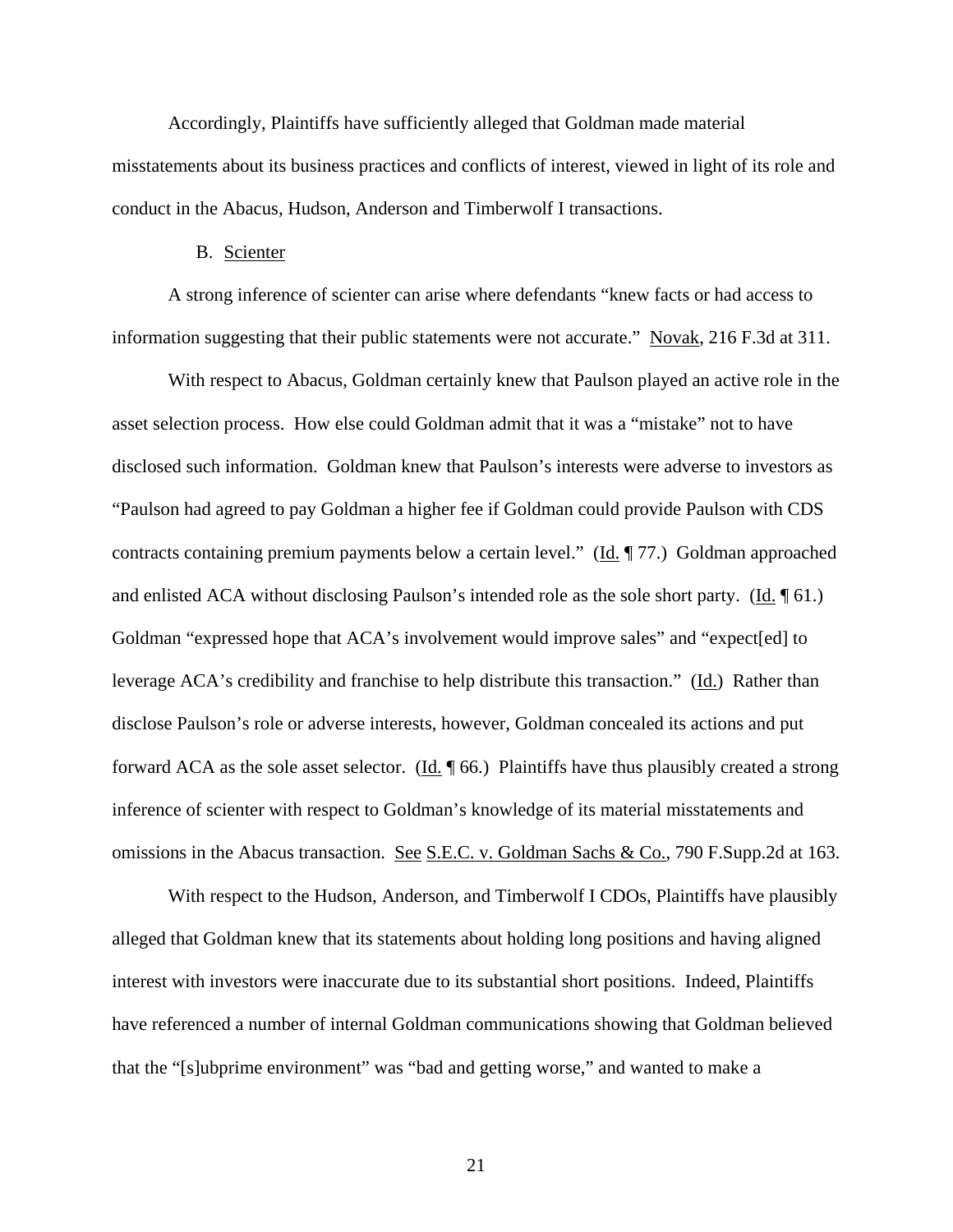Accordingly, Plaintiffs have sufficiently alleged that Goldman made material misstatements about its business practices and conflicts of interest, viewed in light of its role and conduct in the Abacus, Hudson, Anderson and Timberwolf I transactions.

### B. Scienter

A strong inference of scienter can arise where defendants "knew facts or had access to information suggesting that their public statements were not accurate." Novak, 216 F.3d at 311.

With respect to Abacus, Goldman certainly knew that Paulson played an active role in the asset selection process. How else could Goldman admit that it was a "mistake" not to have disclosed such information. Goldman knew that Paulson's interests were adverse to investors as "Paulson had agreed to pay Goldman a higher fee if Goldman could provide Paulson with CDS contracts containing premium payments below a certain level." (Id. ¶ 77.) Goldman approached and enlisted ACA without disclosing Paulson's intended role as the sole short party. (Id. ¶ 61.) Goldman "expressed hope that ACA's involvement would improve sales" and "expect[ed] to leverage ACA's credibility and franchise to help distribute this transaction." (Id.) Rather than disclose Paulson's role or adverse interests, however, Goldman concealed its actions and put forward ACA as the sole asset selector. (Id. ¶ 66.) Plaintiffs have thus plausibly created a strong inference of scienter with respect to Goldman's knowledge of its material misstatements and omissions in the Abacus transaction. See S.E.C. v. Goldman Sachs & Co., 790 F.Supp.2d at 163.

With respect to the Hudson, Anderson, and Timberwolf I CDOs, Plaintiffs have plausibly alleged that Goldman knew that its statements about holding long positions and having aligned interest with investors were inaccurate due to its substantial short positions. Indeed, Plaintiffs have referenced a number of internal Goldman communications showing that Goldman believed that the "[s]ubprime environment" was "bad and getting worse," and wanted to make a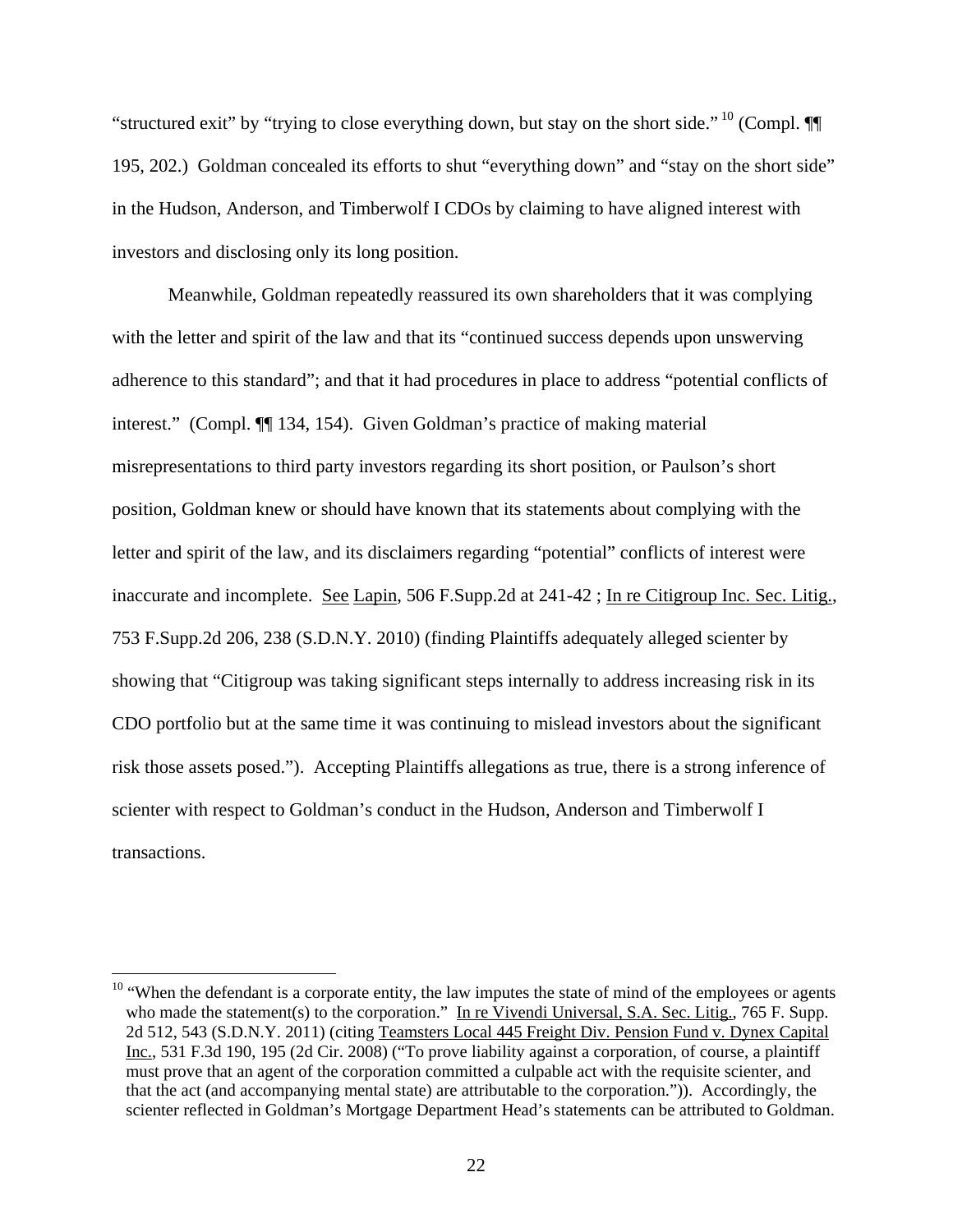"structured exit" by "trying to close everything down, but stay on the short side."[10] (Compl. ¶¶ 195, 202.) Goldman concealed its efforts to shut "everything down" and "stay on the short side" in the Hudson, Anderson, and Timberwolf I CDOs by claiming to have aligned interest with investors and disclosing only its long position.

Meanwhile, Goldman repeatedly reassured its own shareholders that it was complying with the letter and spirit of the law and that its "continued success depends upon unswerving adherence to this standard"; and that it had procedures in place to address "potential conflicts of interest." (Compl. ¶¶ 134, 154). Given Goldman's practice of making material misrepresentations to third party investors regarding its short position, or Paulson's short position, Goldman knew or should have known that its statements about complying with the letter and spirit of the law, and its disclaimers regarding "potential" conflicts of interest were inaccurate and incomplete. See Lapin, 506 F.Supp.2d at 241-42 ; In re Citigroup Inc. Sec. Litig., 753 F.Supp.2d 206, 238 (S.D.N.Y. 2010) (finding Plaintiffs adequately alleged scienter by showing that "Citigroup was taking significant steps internally to address increasing risk in its CDO portfolio but at the same time it was continuing to mislead investors about the significant risk those assets posed."). Accepting Plaintiffs allegations as true, there is a strong inference of scienter with respect to Goldman's conduct in the Hudson, Anderson and Timberwolf I transactions.

---

[10] "When the defendant is a corporate entity, the law imputes the state of mind of the employees or agents who made the statement(s) to the corporation." In re Vivendi Universal, S.A. Sec. Litig., 765 F. Supp. 2d 512, 543 (S.D.N.Y. 2011) (citing Teamsters Local 445 Freight Div. Pension Fund v. Dynex Capital Inc., 531 F.3d 190, 195 (2d Cir. 2008) ("To prove liability against a corporation, of course, a plaintiff must prove that an agent of the corporation committed a culpable act with the requisite scienter, and that the act (and accompanying mental state) are attributable to the corporation.")). Accordingly, the scienter reflected in Goldman's Mortgage Department Head's statements can be attributed to Goldman.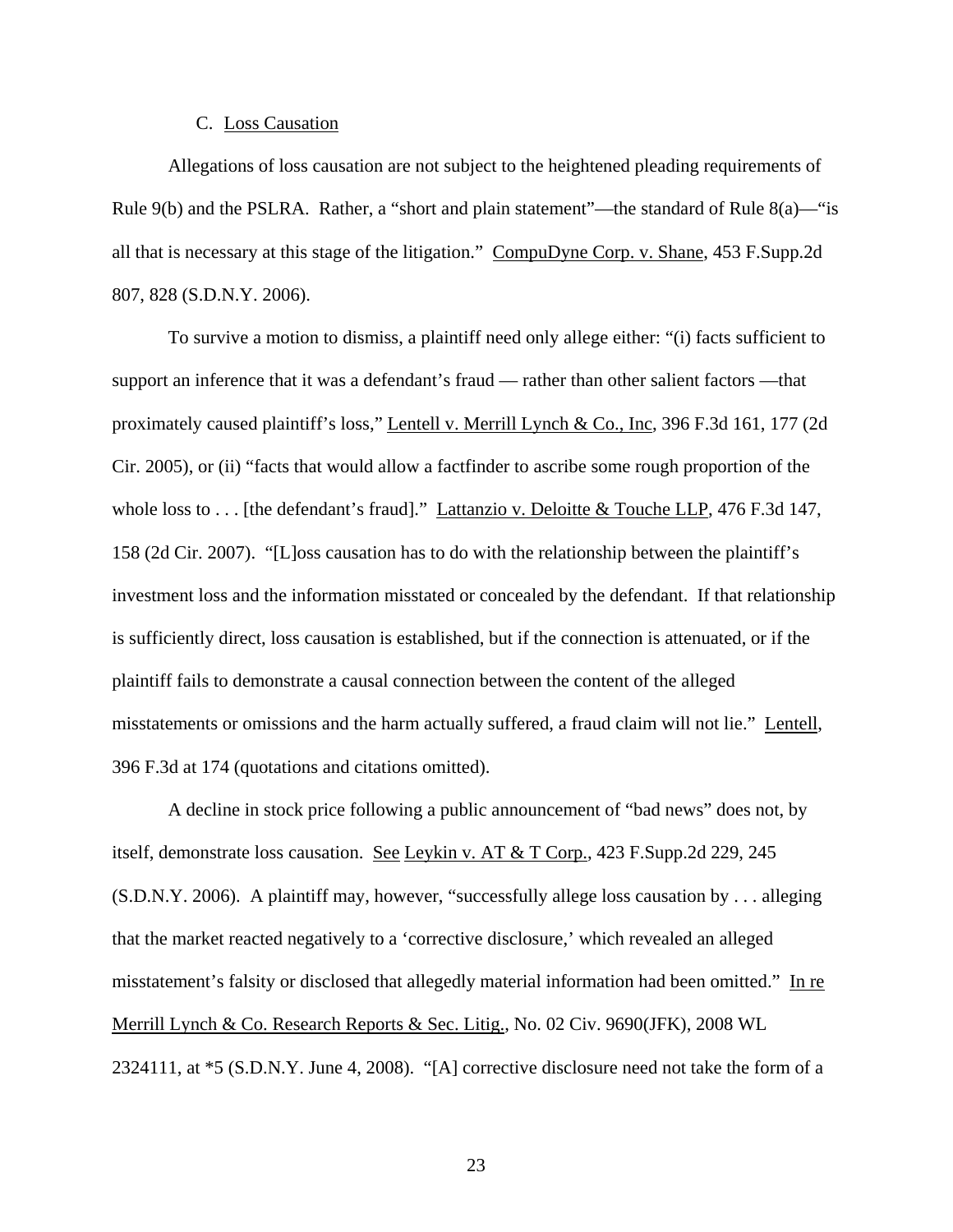### C. Loss Causation

Allegations of loss causation are not subject to the heightened pleading requirements of Rule 9(b) and the PSLRA. Rather, a "short and plain statement"—the standard of Rule 8(a)—"is all that is necessary at this stage of the litigation." CompuDyne Corp. v. Shane, 453 F.Supp.2d 807, 828 (S.D.N.Y. 2006).

To survive a motion to dismiss, a plaintiff need only allege either: "(i) facts sufficient to support an inference that it was a defendant's fraud — rather than other salient factors —that proximately caused plaintiff's loss," Lentell v. Merrill Lynch & Co., Inc, 396 F.3d 161, 177 (2d Cir. 2005), or (ii) "facts that would allow a factfinder to ascribe some rough proportion of the whole loss to . . . [the defendant's fraud]." Lattanzio v. Deloitte & Touche LLP, 476 F.3d 147, 158 (2d Cir. 2007). "[L]oss causation has to do with the relationship between the plaintiff's investment loss and the information misstated or concealed by the defendant. If that relationship is sufficiently direct, loss causation is established, but if the connection is attenuated, or if the plaintiff fails to demonstrate a causal connection between the content of the alleged misstatements or omissions and the harm actually suffered, a fraud claim will not lie." Lentell, 396 F.3d at 174 (quotations and citations omitted).

A decline in stock price following a public announcement of "bad news" does not, by itself, demonstrate loss causation. See Leykin v. AT & T Corp., 423 F.Supp.2d 229, 245 (S.D.N.Y. 2006). A plaintiff may, however, "successfully allege loss causation by . . . alleging that the market reacted negatively to a 'corrective disclosure,' which revealed an alleged misstatement's falsity or disclosed that allegedly material information had been omitted." In re Merrill Lynch & Co. Research Reports & Sec. Litig., No. 02 Civ. 9690(JFK), 2008 WL 2324111, at *5 (S.D.N.Y. June 4, 2008). "[A] corrective disclosure need not take the form of a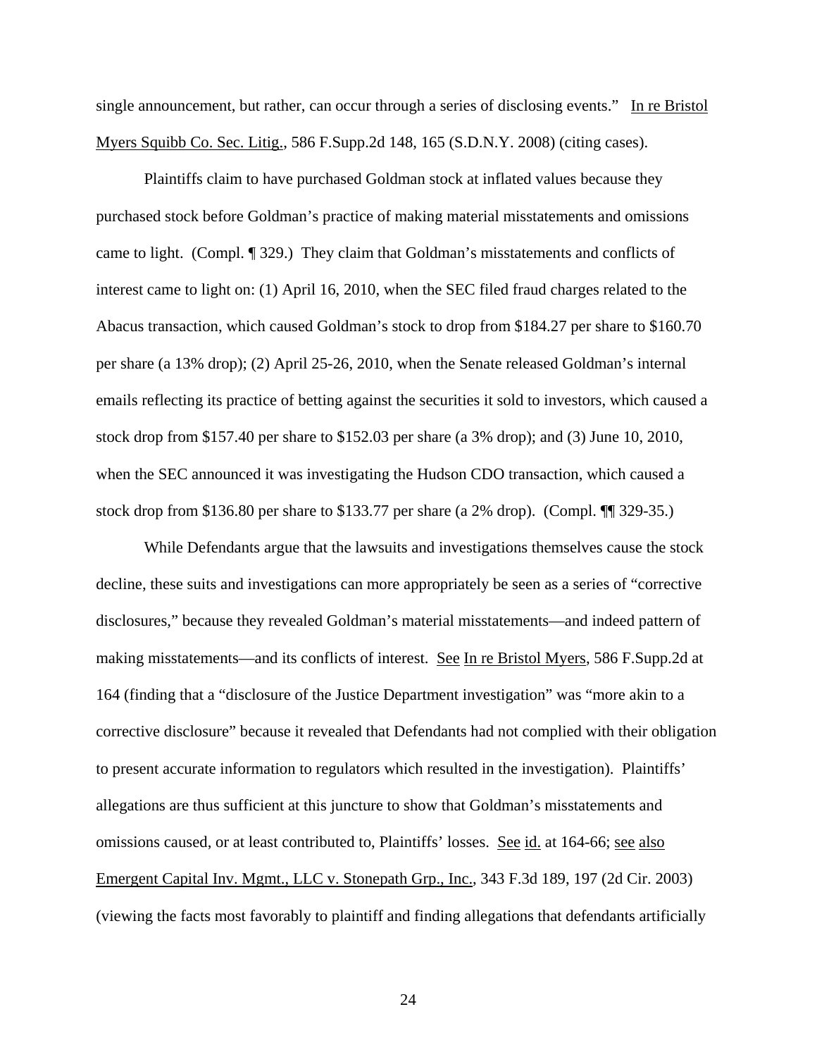single announcement, but rather, can occur through a series of disclosing events." In re Bristol Myers Squibb Co. Sec. Litig., 586 F.Supp.2d 148, 165 (S.D.N.Y. 2008) (citing cases).

Plaintiffs claim to have purchased Goldman stock at inflated values because they purchased stock before Goldman's practice of making material misstatements and omissions came to light. (Compl. ¶ 329.) They claim that Goldman's misstatements and conflicts of interest came to light on: (1) April 16, 2010, when the SEC filed fraud charges related to the Abacus transaction, which caused Goldman's stock to drop from $184.27 per share to $160.70 per share (a 13% drop); (2) April 25-26, 2010, when the Senate released Goldman's internal emails reflecting its practice of betting against the securities it sold to investors, which caused a stock drop from $157.40 per share to $152.03 per share (a 3% drop); and (3) June 10, 2010, when the SEC announced it was investigating the Hudson CDO transaction, which caused a stock drop from $136.80 per share to $133.77 per share (a 2% drop). (Compl. ¶¶ 329-35.)

While Defendants argue that the lawsuits and investigations themselves cause the stock decline, these suits and investigations can more appropriately be seen as a series of "corrective disclosures," because they revealed Goldman's material misstatements—and indeed pattern of making misstatements—and its conflicts of interest. See In re Bristol Myers, 586 F.Supp.2d at 164 (finding that a "disclosure of the Justice Department investigation" was "more akin to a corrective disclosure" because it revealed that Defendants had not complied with their obligation to present accurate information to regulators which resulted in the investigation). Plaintiffs' allegations are thus sufficient at this juncture to show that Goldman's misstatements and omissions caused, or at least contributed to, Plaintiffs' losses. See id. at 164-66; see also Emergent Capital Inv. Mgmt., LLC v. Stonepath Grp., Inc., 343 F.3d 189, 197 (2d Cir. 2003) (viewing the facts most favorably to plaintiff and finding allegations that defendants artificially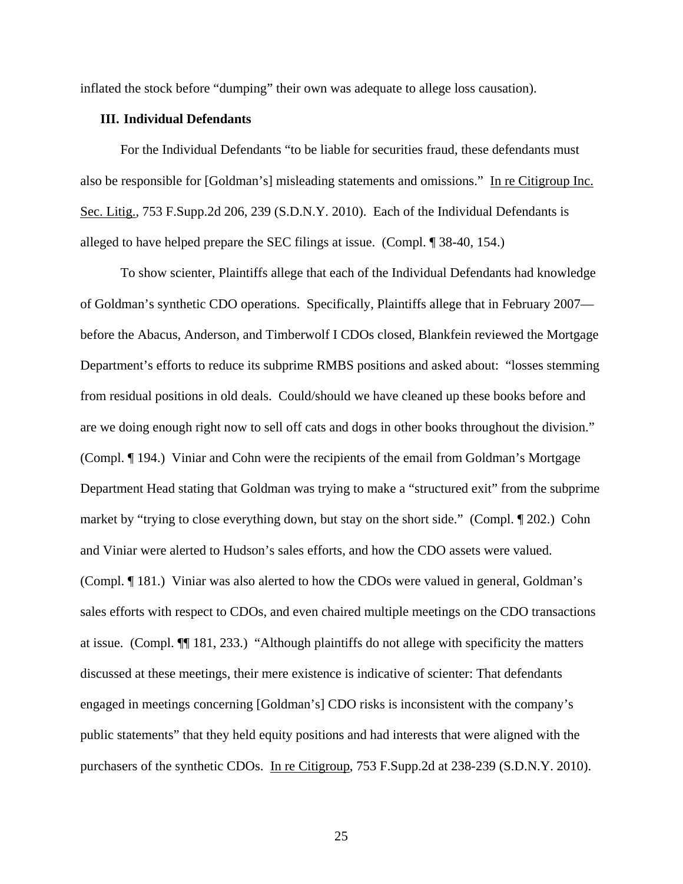inflated the stock before "dumping" their own was adequate to allege loss causation).

### III. Individual Defendants

For the Individual Defendants "to be liable for securities fraud, these defendants must also be responsible for [Goldman's] misleading statements and omissions." In re Citigroup Inc. Sec. Litig., 753 F.Supp.2d 206, 239 (S.D.N.Y. 2010). Each of the Individual Defendants is alleged to have helped prepare the SEC filings at issue. (Compl. ¶ 38-40, 154.)

To show scienter, Plaintiffs allege that each of the Individual Defendants had knowledge of Goldman's synthetic CDO operations. Specifically, Plaintiffs allege that in February 2007—before the Abacus, Anderson, and Timberwolf I CDOs closed, Blankfein reviewed the Mortgage Department's efforts to reduce its subprime RMBS positions and asked about: "losses stemming from residual positions in old deals. Could/should we have cleaned up these books before and are we doing enough right now to sell off cats and dogs in other books throughout the division." (Compl. ¶ 194.) Viniar and Cohn were the recipients of the email from Goldman's Mortgage Department Head stating that Goldman was trying to make a "structured exit" from the subprime market by "trying to close everything down, but stay on the short side." (Compl. ¶ 202.) Cohn and Viniar were alerted to Hudson's sales efforts, and how the CDO assets were valued. (Compl. ¶ 181.) Viniar was also alerted to how the CDOs were valued in general, Goldman's sales efforts with respect to CDOs, and even chaired multiple meetings on the CDO transactions at issue. (Compl. ¶¶ 181, 233.) "Although plaintiffs do not allege with specificity the matters discussed at these meetings, their mere existence is indicative of scienter: That defendants engaged in meetings concerning [Goldman's] CDO risks is inconsistent with the company's public statements" that they held equity positions and had interests that were aligned with the purchasers of the synthetic CDOs. In re Citigroup, 753 F.Supp.2d at 238-239 (S.D.N.Y. 2010).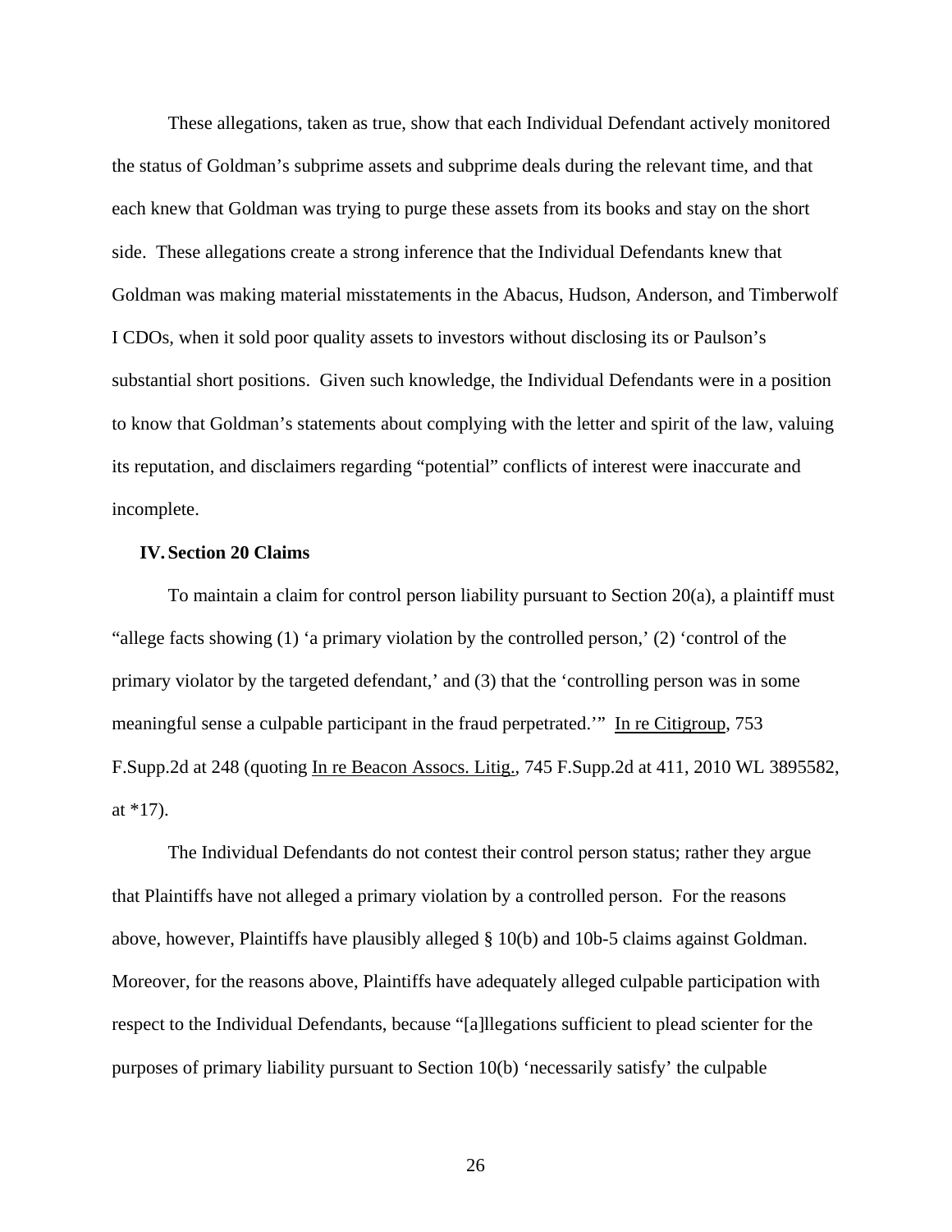These allegations, taken as true, show that each Individual Defendant actively monitored the status of Goldman's subprime assets and subprime deals during the relevant time, and that each knew that Goldman was trying to purge these assets from its books and stay on the short side. These allegations create a strong inference that the Individual Defendants knew that Goldman was making material misstatements in the Abacus, Hudson, Anderson, and Timberwolf I CDOs, when it sold poor quality assets to investors without disclosing its or Paulson's substantial short positions. Given such knowledge, the Individual Defendants were in a position to know that Goldman's statements about complying with the letter and spirit of the law, valuing its reputation, and disclaimers regarding "potential" conflicts of interest were inaccurate and incomplete.

## IV. Section 20 Claims

To maintain a claim for control person liability pursuant to Section 20(a), a plaintiff must "allege facts showing (1) 'a primary violation by the controlled person,' (2) 'control of the primary violator by the targeted defendant,' and (3) that the 'controlling person was in some meaningful sense a culpable participant in the fraud perpetrated.'" In re Citigroup, 753 F.Supp.2d at 248 (quoting In re Beacon Assocs. Litig., 745 F.Supp.2d at 411, 2010 WL 3895582, at *17).

The Individual Defendants do not contest their control person status; rather they argue that Plaintiffs have not alleged a primary violation by a controlled person. For the reasons above, however, Plaintiffs have plausibly alleged § 10(b) and 10b-5 claims against Goldman. Moreover, for the reasons above, Plaintiffs have adequately alleged culpable participation with respect to the Individual Defendants, because "[a]llegations sufficient to plead scienter for the purposes of primary liability pursuant to Section 10(b) 'necessarily satisfy' the culpable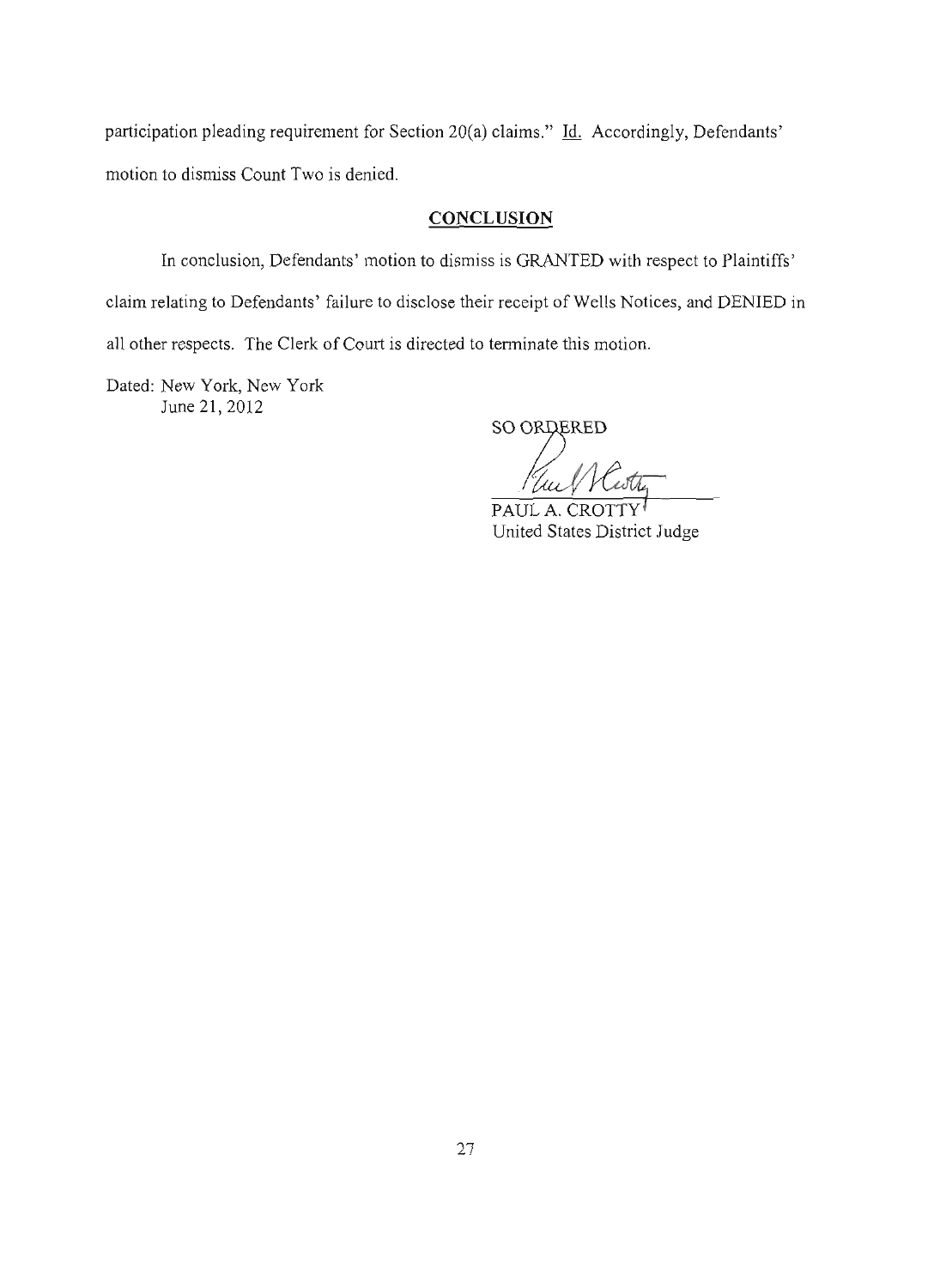participation pleading requirement for Section 20(a) claims." Id. Accordingly, Defendants' motion to dismiss Count Two is denied.

## CONCLUSION

In conclusion, Defendants' motion to dismiss is GRANTED with respect to Plaintiffs' claim relating to Defendants' failure to disclose their receipt of Wells Notices, and DENIED in all other respects. The Clerk of Court is directed to terminate this motion.

Dated: New York, New York
June 21, 2012

SO ORDERED

PAUL A. CROTTY
United States District Judge